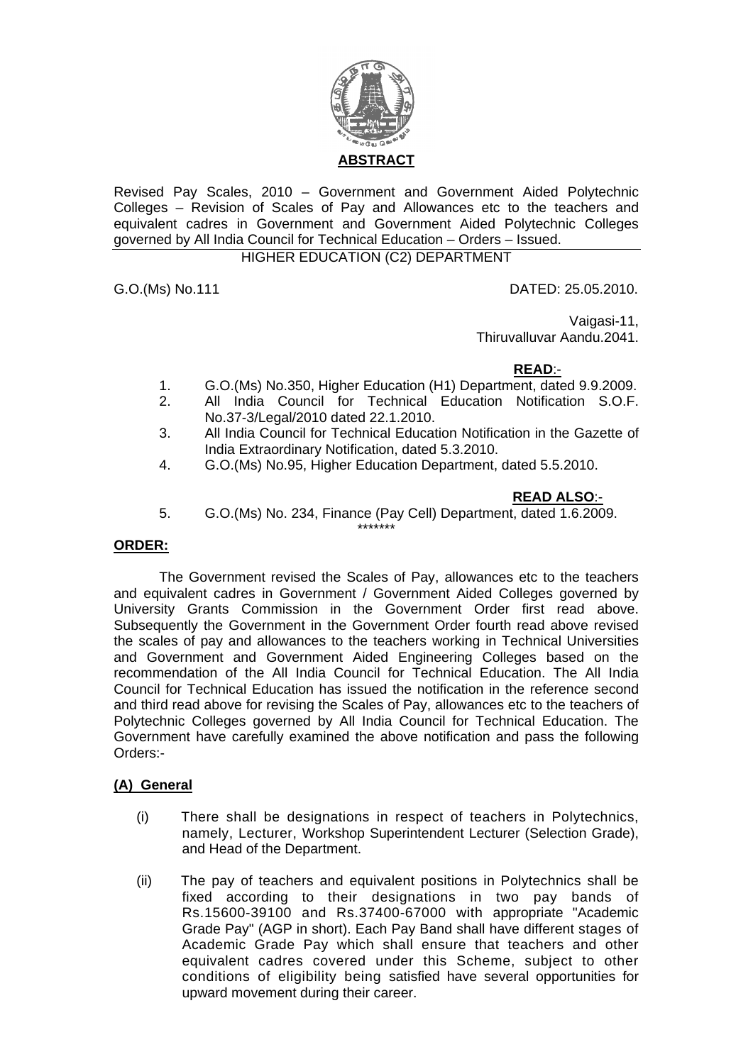## ABSTRACT

Revised Pay Scales, 2010 – Government and Government Aided Polytechnic Colleges – Revision of Scales of Pay and Allowances etc to the teachers and equivalent cadres in Government and Government Aided Polytechnic Colleges governed by All India Council for Technical Education – Orders – Issued.

HIGHER EDUCATION (C2) DEPARTMENT

G.O.(Ms) No.111 DATED: 25.05.2010.

Vaigasi-11,
Thiruvalluvar Aandu.2041.

**READ**:-

1. G.O.(Ms) No.350, Higher Education (H1) Department, dated 9.9.2009.
2. All India Council for Technical Education Notification S.O.F. No.37-3/Legal/2010 dated 22.1.2010.
3. All India Council for Technical Education Notification in the Gazette of India Extraordinary Notification, dated 5.3.2010.
4. G.O.(Ms) No.95, Higher Education Department, dated 5.5.2010.

**READ ALSO**:-

5. G.O.(Ms) No. 234, Finance (Pay Cell) Department, dated 1.6.2009.

*******

**ORDER:**

The Government revised the Scales of Pay, allowances etc to the teachers and equivalent cadres in Government / Government Aided Colleges governed by University Grants Commission in the Government Order first read above. Subsequently the Government in the Government Order fourth read above revised the scales of pay and allowances to the teachers working in Technical Universities and Government and Government Aided Engineering Colleges based on the recommendation of the All India Council for Technical Education. The All India Council for Technical Education has issued the notification in the reference second and third read above for revising the Scales of Pay, allowances etc to the teachers of Polytechnic Colleges governed by All India Council for Technical Education. The Government have carefully examined the above notification and pass the following Orders:-

**(A) General**

(i) There shall be designations in respect of teachers in Polytechnics, namely, Lecturer, Workshop Superintendent Lecturer (Selection Grade), and Head of the Department.

(ii) The pay of teachers and equivalent positions in Polytechnics shall be fixed according to their designations in two pay bands of Rs.15600-39100 and Rs.37400-67000 with appropriate "Academic Grade Pay" (AGP in short). Each Pay Band shall have different stages of Academic Grade Pay which shall ensure that teachers and other equivalent cadres covered under this Scheme, subject to other conditions of eligibility being satisfied have several opportunities for upward movement during their career.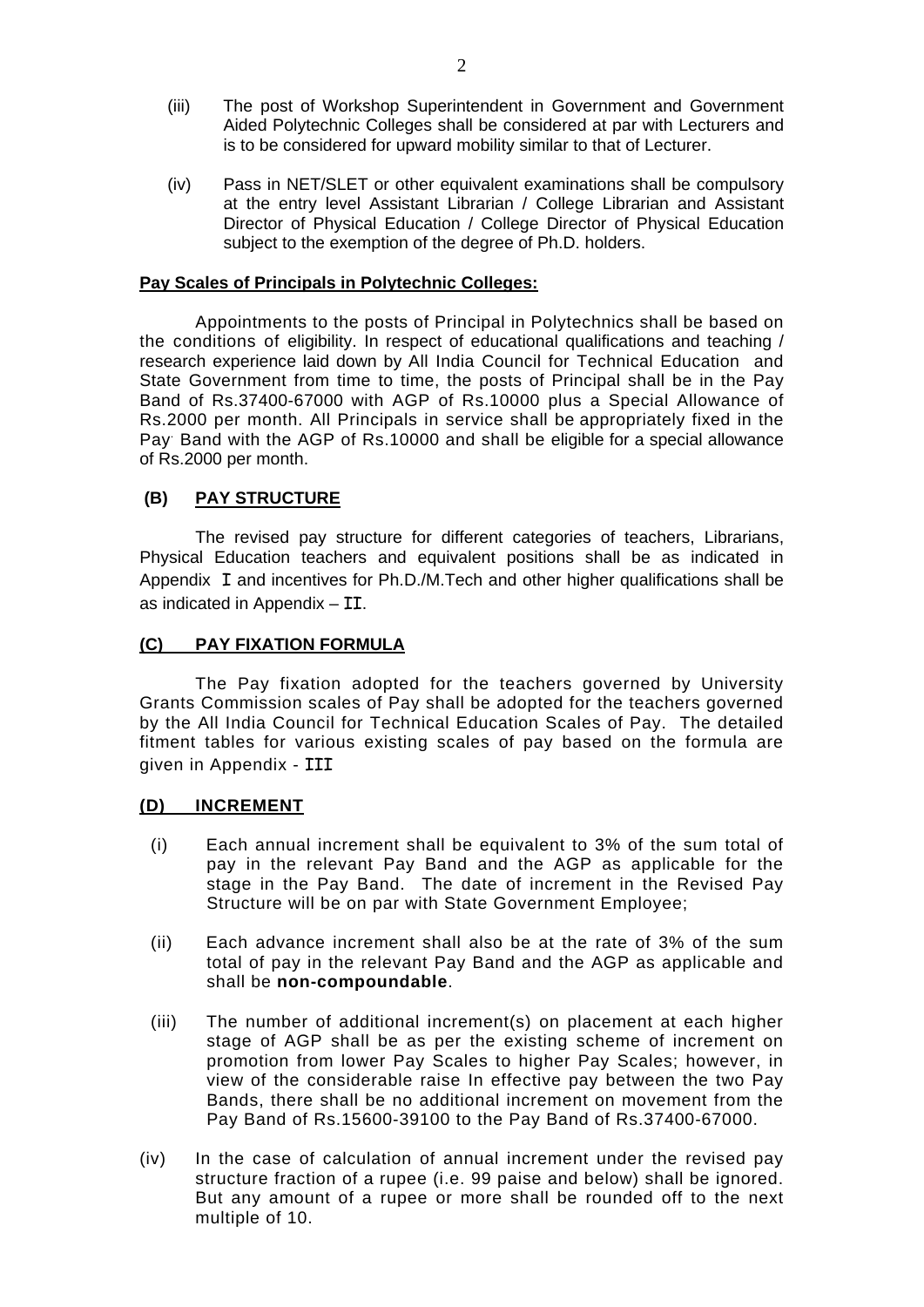(iii) The post of Workshop Superintendent in Government and Government Aided Polytechnic Colleges shall be considered at par with Lecturers and is to be considered for upward mobility similar to that of Lecturer.

(iv) Pass in NET/SLET or other equivalent examinations shall be compulsory at the entry level Assistant Librarian / College Librarian and Assistant Director of Physical Education / College Director of Physical Education subject to the exemption of the degree of Ph.D. holders.

**Pay Scales of Principals in Polytechnic Colleges:**

Appointments to the posts of Principal in Polytechnics shall be based on the conditions of eligibility. In respect of educational qualifications and teaching / research experience laid down by All India Council for Technical Education and State Government from time to time, the posts of Principal shall be in the Pay Band of Rs.37400-67000 with AGP of Rs.10000 plus a Special Allowance of Rs.2000 per month. All Principals in service shall be appropriately fixed in the Pay Band with the AGP of Rs.10000 and shall be eligible for a special allowance of Rs.2000 per month.

## (B) PAY STRUCTURE

The revised pay structure for different categories of teachers, Librarians, Physical Education teachers and equivalent positions shall be as indicated in Appendix I and incentives for Ph.D./M.Tech and other higher qualifications shall be as indicated in Appendix – II.

## (C) PAY FIXATION FORMULA

The Pay fixation adopted for the teachers governed by University Grants Commission scales of Pay shall be adopted for the teachers governed by the All India Council for Technical Education Scales of Pay. The detailed fitment tables for various existing scales of pay based on the formula are given in Appendix - III

## (D) INCREMENT

(i) Each annual increment shall be equivalent to 3% of the sum total of pay in the relevant Pay Band and the AGP as applicable for the stage in the Pay Band. The date of increment in the Revised Pay Structure will be on par with State Government Employee;

(ii) Each advance increment shall also be at the rate of 3% of the sum total of pay in the relevant Pay Band and the AGP as applicable and shall be **non-compoundable**.

(iii) The number of additional increment(s) on placement at each higher stage of AGP shall be as per the existing scheme of increment on promotion from lower Pay Scales to higher Pay Scales; however, in view of the considerable raise In effective pay between the two Pay Bands, there shall be no additional increment on movement from the Pay Band of Rs.15600-39100 to the Pay Band of Rs.37400-67000.

(iv) In the case of calculation of annual increment under the revised pay structure fraction of a rupee (i.e. 99 paise and below) shall be ignored. But any amount of a rupee or more shall be rounded off to the next multiple of 10.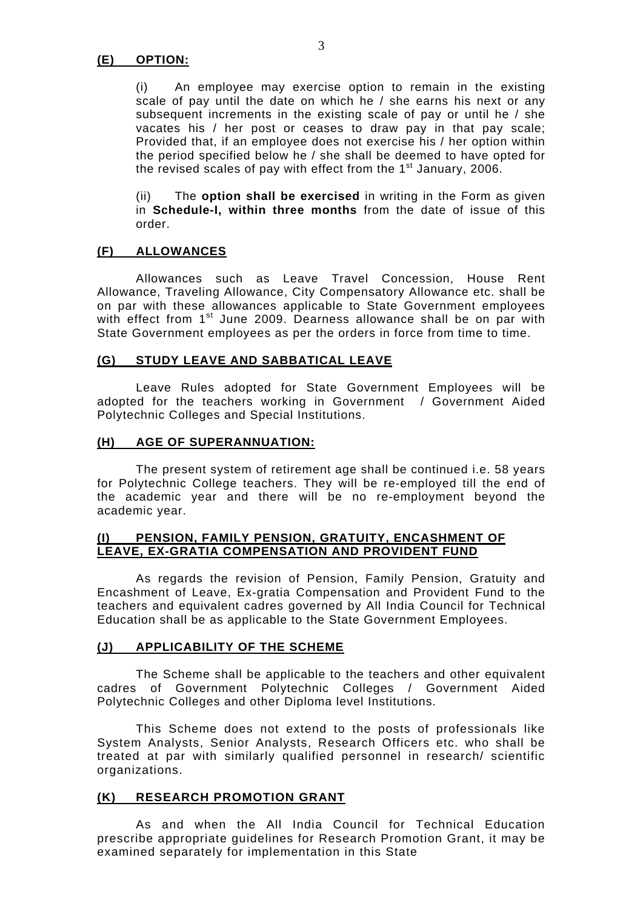### (E) OPTION:

(i) An employee may exercise option to remain in the existing scale of pay until the date on which he / she earns his next or any subsequent increments in the existing scale of pay or until he / she vacates his / her post or ceases to draw pay in that pay scale; Provided that, if an employee does not exercise his / her option within the period specified below he / she shall be deemed to have opted for the revised scales of pay with effect from the 1st January, 2006.

(ii) The **option shall be exercised** in writing in the Form as given in **Schedule-I, within three months** from the date of issue of this order.

### (F) ALLOWANCES

Allowances such as Leave Travel Concession, House Rent Allowance, Traveling Allowance, City Compensatory Allowance etc. shall be on par with these allowances applicable to State Government employees with effect from 1st June 2009. Dearness allowance shall be on par with State Government employees as per the orders in force from time to time.

### (G) STUDY LEAVE AND SABBATICAL LEAVE

Leave Rules adopted for State Government Employees will be adopted for the teachers working in Government / Government Aided Polytechnic Colleges and Special Institutions.

### (H) AGE OF SUPERANNUATION:

The present system of retirement age shall be continued i.e. 58 years for Polytechnic College teachers. They will be re-employed till the end of the academic year and there will be no re-employment beyond the academic year.

### (I) PENSION, FAMILY PENSION, GRATUITY, ENCASHMENT OF LEAVE, EX-GRATIA COMPENSATION AND PROVIDENT FUND

As regards the revision of Pension, Family Pension, Gratuity and Encashment of Leave, Ex-gratia Compensation and Provident Fund to the teachers and equivalent cadres governed by All India Council for Technical Education shall be as applicable to the State Government Employees.

### (J) APPLICABILITY OF THE SCHEME

The Scheme shall be applicable to the teachers and other equivalent cadres of Government Polytechnic Colleges / Government Aided Polytechnic Colleges and other Diploma level Institutions.

This Scheme does not extend to the posts of professionals like System Analysts, Senior Analysts, Research Officers etc. who shall be treated at par with similarly qualified personnel in research/ scientific organizations.

### (K) RESEARCH PROMOTION GRANT

As and when the All India Council for Technical Education prescribe appropriate guidelines for Research Promotion Grant, it may be examined separately for implementation in this State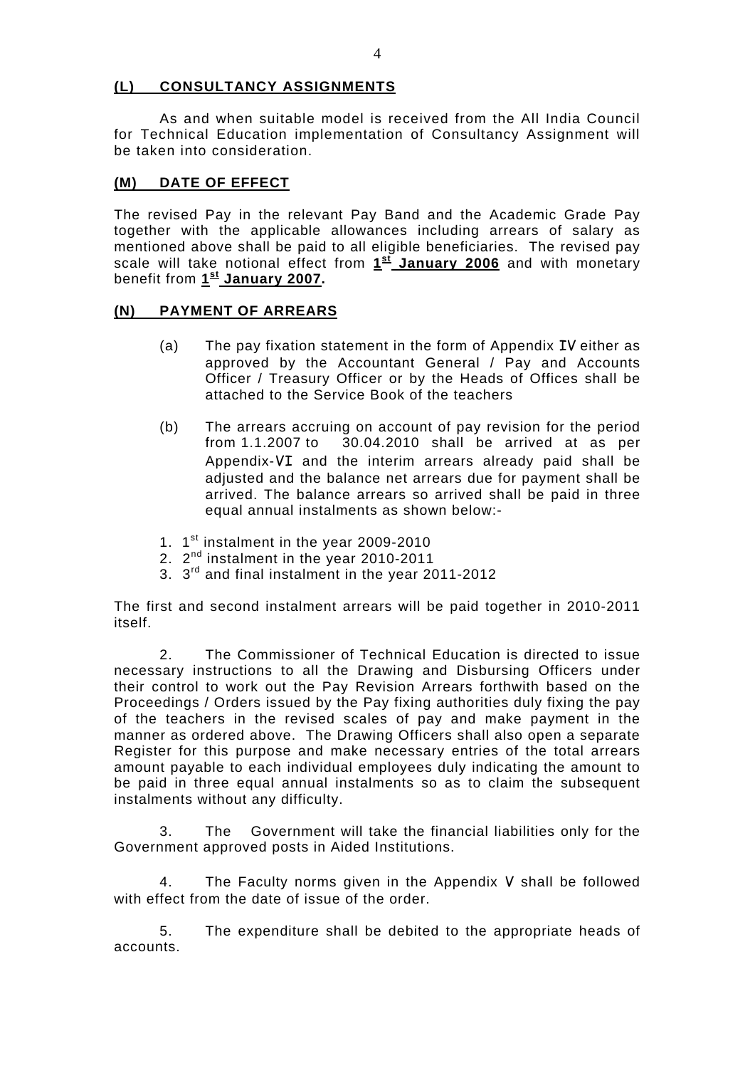### (L) CONSULTANCY ASSIGNMENTS

As and when suitable model is received from the All India Council for Technical Education implementation of Consultancy Assignment will be taken into consideration.

### (M) DATE OF EFFECT

The revised Pay in the relevant Pay Band and the Academic Grade Pay together with the applicable allowances including arrears of salary as mentioned above shall be paid to all eligible beneficiaries. The revised pay scale will take notional effect from **1st January 2006** and with monetary benefit from **1st January 2007.**

### (N) PAYMENT OF ARREARS

(a) The pay fixation statement in the form of Appendix IV either as approved by the Accountant General / Pay and Accounts Officer / Treasury Officer or by the Heads of Offices shall be attached to the Service Book of the teachers

(b) The arrears accruing on account of pay revision for the period from 1.1.2007 to 30.04.2010 shall be arrived at as per Appendix-VI and the interim arrears already paid shall be adjusted and the balance net arrears due for payment shall be arrived. The balance arrears so arrived shall be paid in three equal annual instalments as shown below:-

1. 1st instalment in the year 2009-2010
2. 2nd instalment in the year 2010-2011
3. 3rd and final instalment in the year 2011-2012

The first and second instalment arrears will be paid together in 2010-2011 itself.

2. The Commissioner of Technical Education is directed to issue necessary instructions to all the Drawing and Disbursing Officers under their control to work out the Pay Revision Arrears forthwith based on the Proceedings / Orders issued by the Pay fixing authorities duly fixing the pay of the teachers in the revised scales of pay and make payment in the manner as ordered above. The Drawing Officers shall also open a separate Register for this purpose and make necessary entries of the total arrears amount payable to each individual employees duly indicating the amount to be paid in three equal annual instalments so as to claim the subsequent instalments without any difficulty.

3. The Government will take the financial liabilities only for the Government approved posts in Aided Institutions.

4. The Faculty norms given in the Appendix V shall be followed with effect from the date of issue of the order.

5. The expenditure shall be debited to the appropriate heads of accounts.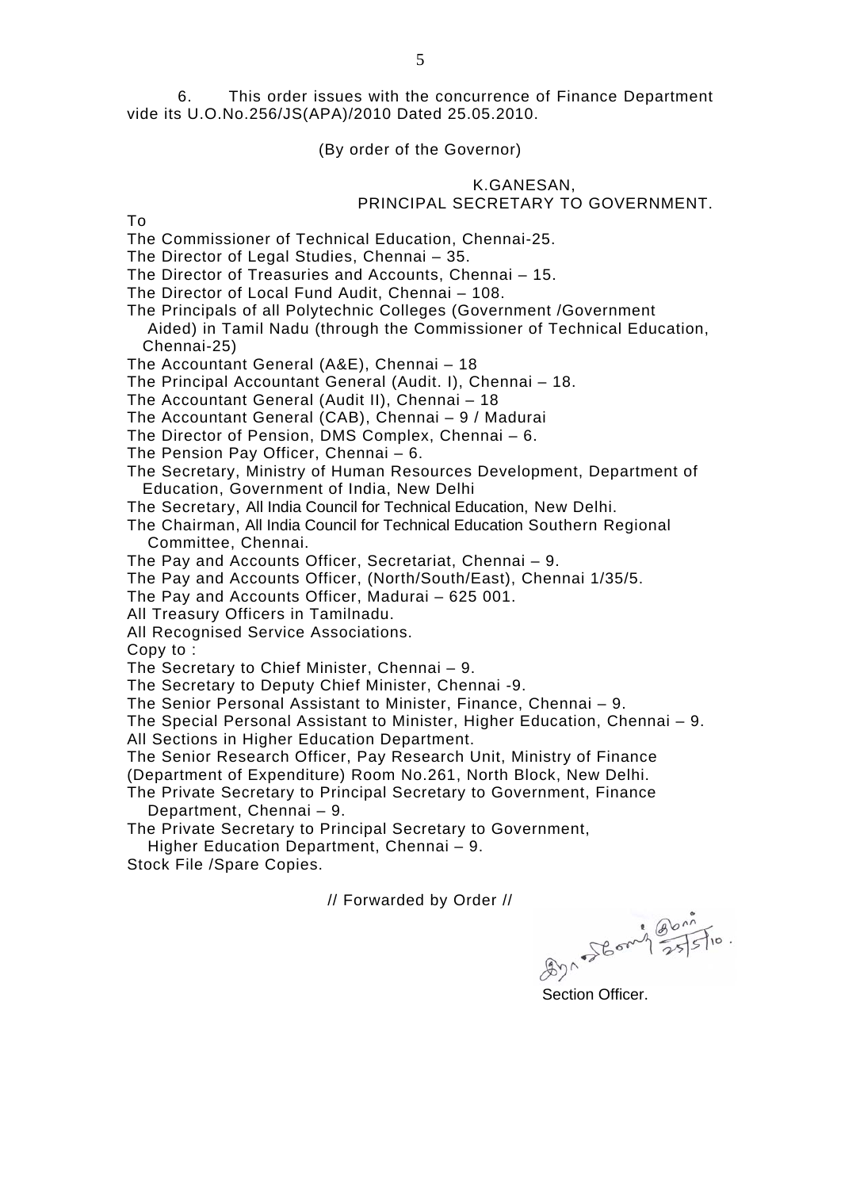6. This order issues with the concurrence of Finance Department vide its U.O.No.256/JS(APA)/2010 Dated 25.05.2010.

(By order of the Governor)

K.GANESAN,
PRINCIPAL SECRETARY TO GOVERNMENT.

To

The Commissioner of Technical Education, Chennai-25.
The Director of Legal Studies, Chennai – 35.
The Director of Treasuries and Accounts, Chennai – 15.
The Director of Local Fund Audit, Chennai – 108.
The Principals of all Polytechnic Colleges (Government /Government Aided) in Tamil Nadu (through the Commissioner of Technical Education, Chennai-25)
The Accountant General (A&E), Chennai – 18
The Principal Accountant General (Audit. I), Chennai – 18.
The Accountant General (Audit II), Chennai – 18
The Accountant General (CAB), Chennai – 9 / Madurai
The Director of Pension, DMS Complex, Chennai – 6.
The Pension Pay Officer, Chennai – 6.
The Secretary, Ministry of Human Resources Development, Department of Education, Government of India, New Delhi
The Secretary, All India Council for Technical Education, New Delhi.
The Chairman, All India Council for Technical Education Southern Regional Committee, Chennai.
The Pay and Accounts Officer, Secretariat, Chennai – 9.
The Pay and Accounts Officer, (North/South/East), Chennai 1/35/5.
The Pay and Accounts Officer, Madurai – 625 001.
All Treasury Officers in Tamilnadu.
All Recognised Service Associations.

Copy to :

The Secretary to Chief Minister, Chennai – 9.
The Secretary to Deputy Chief Minister, Chennai -9.
The Senior Personal Assistant to Minister, Finance, Chennai – 9.
The Special Personal Assistant to Minister, Higher Education, Chennai – 9.
All Sections in Higher Education Department.
The Senior Research Officer, Pay Research Unit, Ministry of Finance (Department of Expenditure) Room No.261, North Block, New Delhi.
The Private Secretary to Principal Secretary to Government, Finance Department, Chennai – 9.
The Private Secretary to Principal Secretary to Government, Higher Education Department, Chennai – 9.
Stock File /Spare Copies.

// Forwarded by Order //

25/5/10.

Section Officer.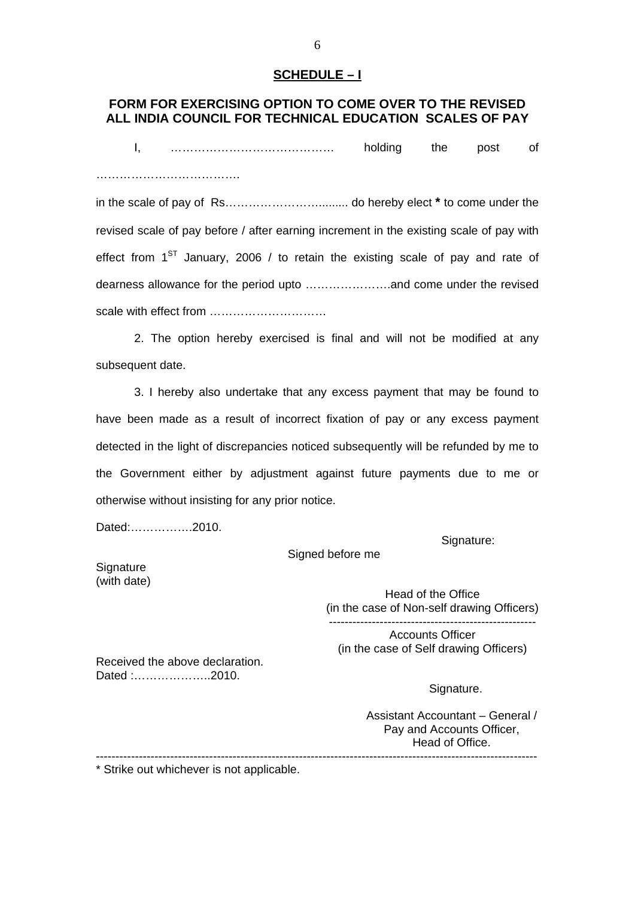## SCHEDULE – I

### FORM FOR EXERCISING OPTION TO COME OVER TO THE REVISED ALL INDIA COUNCIL FOR TECHNICAL EDUCATION SCALES OF PAY

I, …………………………………… holding the post of ………………………………. in the scale of pay of Rs………………………......... do hereby elect * to come under the revised scale of pay before / after earning increment in the existing scale of pay with effect from 1[ST] January, 2006 / to retain the existing scale of pay and rate of dearness allowance for the period upto ………………….and come under the revised scale with effect from …………………………

2. The option hereby exercised is final and will not be modified at any subsequent date.

3. I hereby also undertake that any excess payment that may be found to have been made as a result of incorrect fixation of pay or any excess payment detected in the light of discrepancies noticed subsequently will be refunded by me to the Government either by adjustment against future payments due to me or otherwise without insisting for any prior notice.

Dated:…………….2010.

Signature:

Signed before me

Signature
(with date)

Head of the Office
(in the case of Non-self drawing Officers)

---

Accounts Officer
(in the case of Self drawing Officers)

Received the above declaration.
Dated :………………..2010.

Signature.

Assistant Accountant – General /
Pay and Accounts Officer,
Head of Office.

---

* Strike out whichever is not applicable.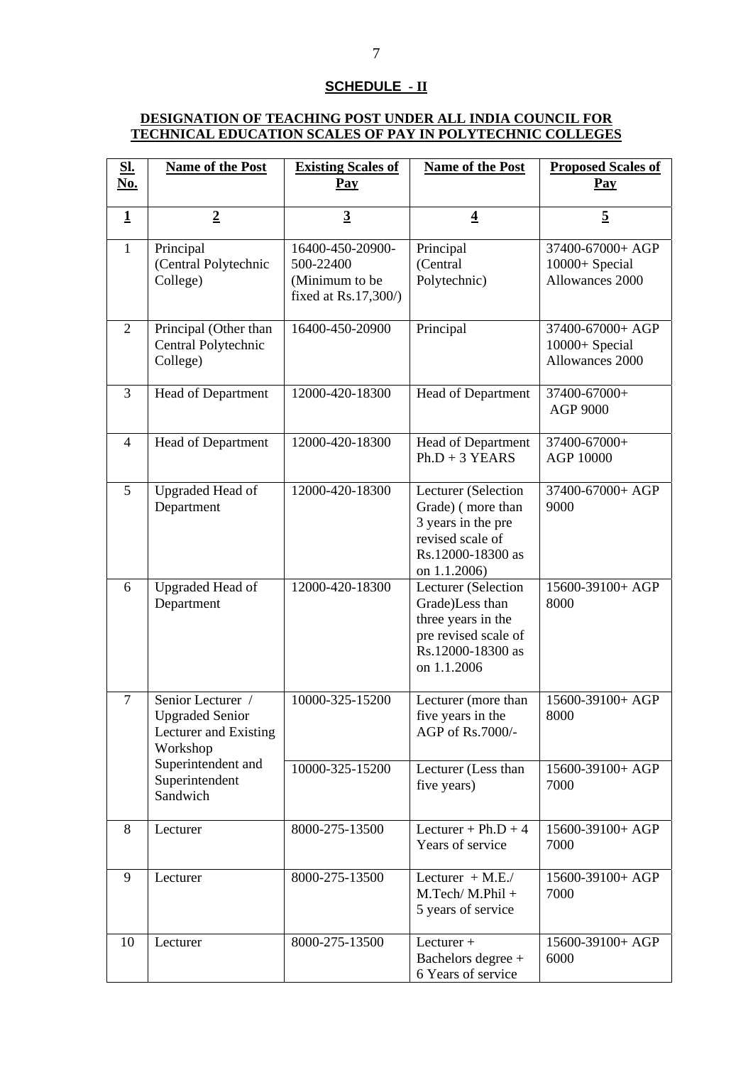## SCHEDULE - II

### DESIGNATION OF TEACHING POST UNDER ALL INDIA COUNCIL FOR TECHNICAL EDUCATION SCALES OF PAY IN POLYTECHNIC COLLEGES

| Sl. No. | Name of the Post | Existing Scales of Pay | Name of the Post | Proposed Scales of Pay |
|---|---|---|---|---|
| 1 | 2 | 3 | 4 | 5 |
| 1 | Principal (Central Polytechnic College) | 16400-450-20900-500-22400 (Minimum to be fixed at Rs.17,300/) | Principal (Central Polytechnic) | 37400-67000+ AGP 10000+ Special Allowances 2000 |
| 2 | Principal (Other than Central Polytechnic College) | 16400-450-20900 | Principal | 37400-67000+ AGP 10000+ Special Allowances 2000 |
| 3 | Head of Department | 12000-420-18300 | Head of Department | 37400-67000+ AGP 9000 |
| 4 | Head of Department | 12000-420-18300 | Head of Department Ph.D + 3 YEARS | 37400-67000+ AGP 10000 |
| 5 | Upgraded Head of Department | 12000-420-18300 | Lecturer (Selection Grade) ( more than 3 years in the pre revised scale of Rs.12000-18300 as on 1.1.2006) | 37400-67000+ AGP 9000 |
| 6 | Upgraded Head of Department | 12000-420-18300 | Lecturer (Selection Grade)Less than three years in the pre revised scale of Rs.12000-18300 as on 1.1.2006 | 15600-39100+ AGP 8000 |
| 7 | Senior Lecturer / Upgraded Senior Lecturer and Existing Workshop Superintendent and Superintendent Sandwich | 10000-325-15200 | Lecturer (more than five years in the AGP of Rs.7000/- | 15600-39100+ AGP 8000 |
| | | 10000-325-15200 | Lecturer (Less than five years) | 15600-39100+ AGP 7000 |
| 8 | Lecturer | 8000-275-13500 | Lecturer + Ph.D + 4 Years of service | 15600-39100+ AGP 7000 |
| 9 | Lecturer | 8000-275-13500 | Lecturer + M.E./ M.Tech/ M.Phil + 5 years of service | 15600-39100+ AGP 7000 |
| 10 | Lecturer | 8000-275-13500 | Lecturer + Bachelors degree + 6 Years of service | 15600-39100+ AGP 6000 |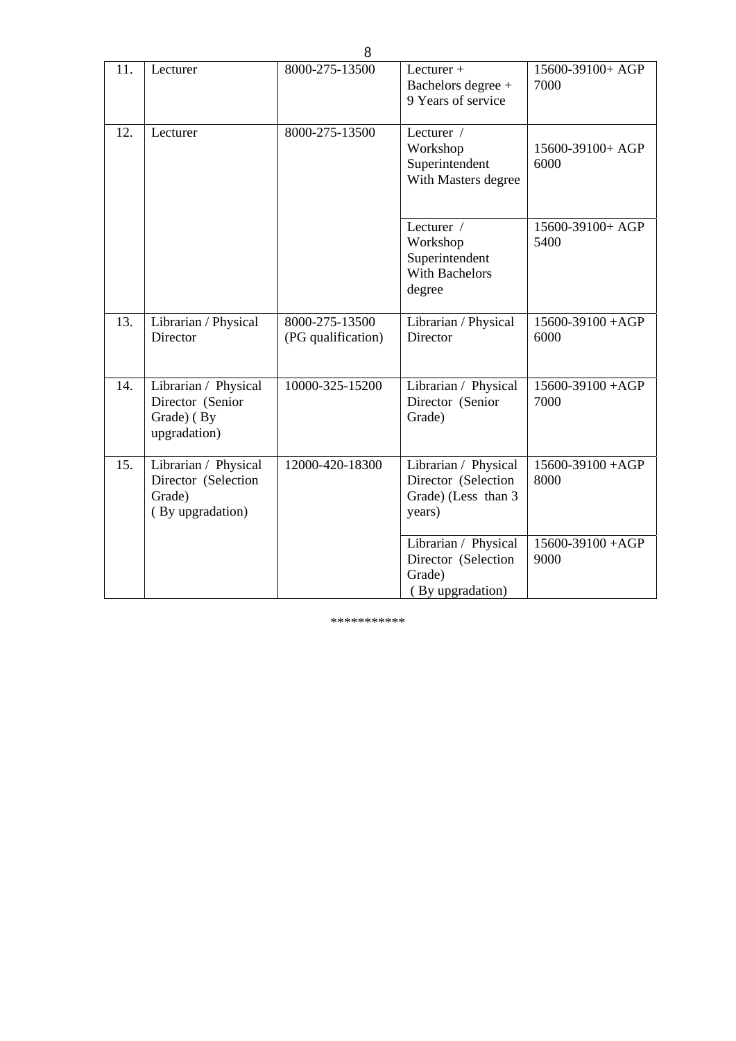| 11. | Lecturer | 8000-275-13500 | Lecturer + Bachelors degree + 9 Years of service | 15600-39100+ AGP 7000 |
|---|---|---|---|---|
| 12. | Lecturer | 8000-275-13500 | Lecturer / Workshop Superintendent With Masters degree | 15600-39100+ AGP 6000 |
| | | | Lecturer / Workshop Superintendent With Bachelors degree | 15600-39100+ AGP 5400 |
| 13. | Librarian / Physical Director | 8000-275-13500 (PG qualification) | Librarian / Physical Director | 15600-39100 +AGP 6000 |
| 14. | Librarian / Physical Director (Senior Grade) ( By upgradation) | 10000-325-15200 | Librarian / Physical Director (Senior Grade) | 15600-39100 +AGP 7000 |
| 15. | Librarian / Physical Director (Selection Grade) ( By upgradation) | 12000-420-18300 | Librarian / Physical Director (Selection Grade) (Less than 3 years) | 15600-39100 +AGP 8000 |
| | | | Librarian / Physical Director (Selection Grade) ( By upgradation) | 15600-39100 +AGP 9000 |

***********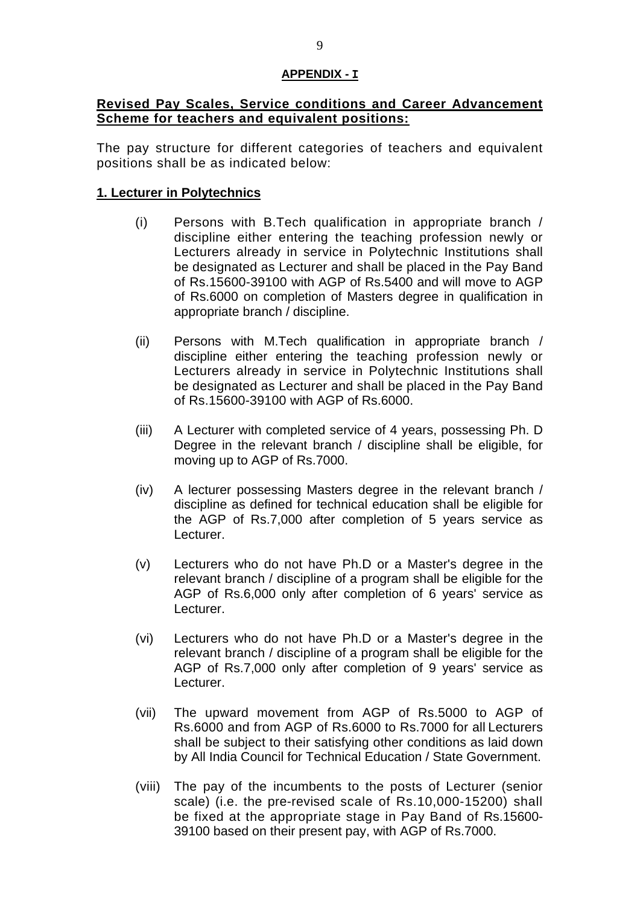**APPENDIX - I**

**Revised Pay Scales, Service conditions and Career Advancement Scheme for teachers and equivalent positions:**

The pay structure for different categories of teachers and equivalent positions shall be as indicated below:

**1. Lecturer in Polytechnics**

(i) Persons with B.Tech qualification in appropriate branch / discipline either entering the teaching profession newly or Lecturers already in service in Polytechnic Institutions shall be designated as Lecturer and shall be placed in the Pay Band of Rs.15600-39100 with AGP of Rs.5400 and will move to AGP of Rs.6000 on completion of Masters degree in qualification in appropriate branch / discipline.

(ii) Persons with M.Tech qualification in appropriate branch / discipline either entering the teaching profession newly or Lecturers already in service in Polytechnic Institutions shall be designated as Lecturer and shall be placed in the Pay Band of Rs.15600-39100 with AGP of Rs.6000.

(iii) A Lecturer with completed service of 4 years, possessing Ph. D Degree in the relevant branch / discipline shall be eligible, for moving up to AGP of Rs.7000.

(iv) A lecturer possessing Masters degree in the relevant branch / discipline as defined for technical education shall be eligible for the AGP of Rs.7,000 after completion of 5 years service as Lecturer.

(v) Lecturers who do not have Ph.D or a Master's degree in the relevant branch / discipline of a program shall be eligible for the AGP of Rs.6,000 only after completion of 6 years' service as Lecturer.

(vi) Lecturers who do not have Ph.D or a Master's degree in the relevant branch / discipline of a program shall be eligible for the AGP of Rs.7,000 only after completion of 9 years' service as Lecturer.

(vii) The upward movement from AGP of Rs.5000 to AGP of Rs.6000 and from AGP of Rs.6000 to Rs.7000 for all Lecturers shall be subject to their satisfying other conditions as laid down by All India Council for Technical Education / State Government.

(viii) The pay of the incumbents to the posts of Lecturer (senior scale) (i.e. the pre-revised scale of Rs.10,000-15200) shall be fixed at the appropriate stage in Pay Band of Rs.15600-39100 based on their present pay, with AGP of Rs.7000.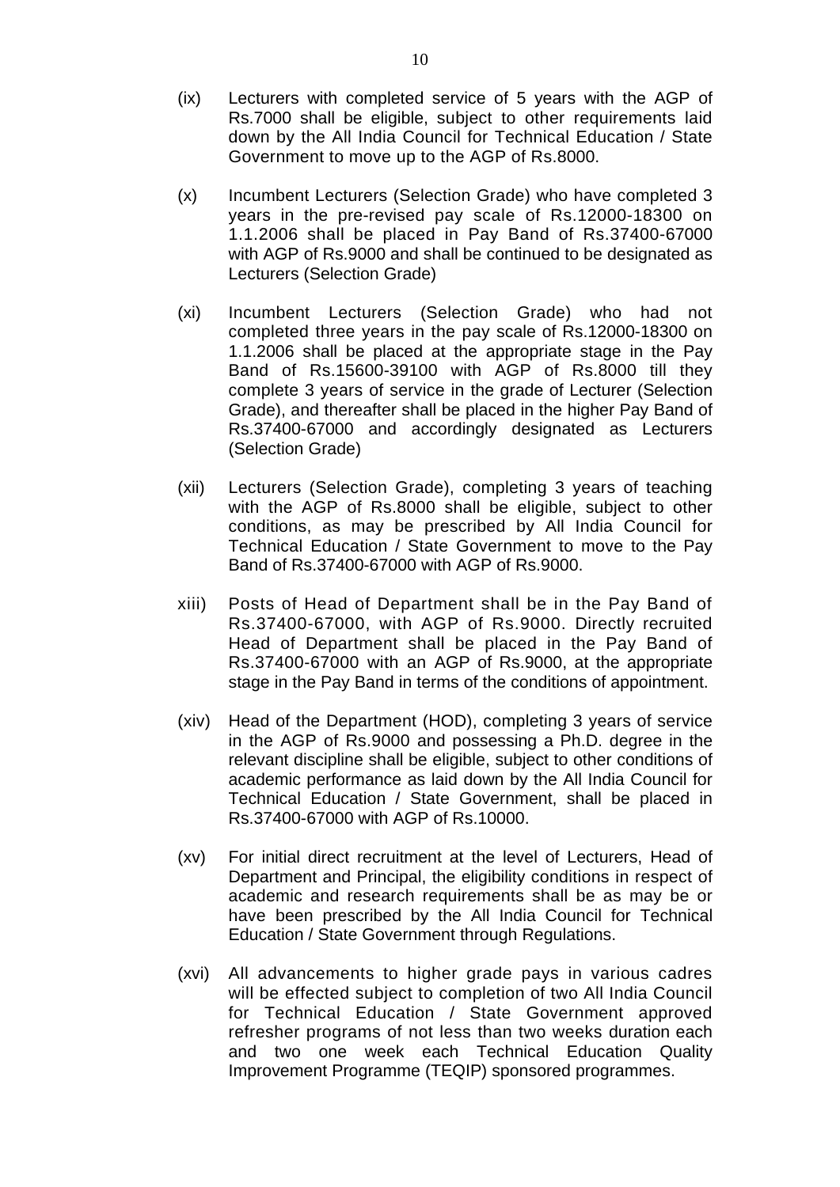(ix) Lecturers with completed service of 5 years with the AGP of Rs.7000 shall be eligible, subject to other requirements laid down by the All India Council for Technical Education / State Government to move up to the AGP of Rs.8000.

(x) Incumbent Lecturers (Selection Grade) who have completed 3 years in the pre-revised pay scale of Rs.12000-18300 on 1.1.2006 shall be placed in Pay Band of Rs.37400-67000 with AGP of Rs.9000 and shall be continued to be designated as Lecturers (Selection Grade)

(xi) Incumbent Lecturers (Selection Grade) who had not completed three years in the pay scale of Rs.12000-18300 on 1.1.2006 shall be placed at the appropriate stage in the Pay Band of Rs.15600-39100 with AGP of Rs.8000 till they complete 3 years of service in the grade of Lecturer (Selection Grade), and thereafter shall be placed in the higher Pay Band of Rs.37400-67000 and accordingly designated as Lecturers (Selection Grade)

(xii) Lecturers (Selection Grade), completing 3 years of teaching with the AGP of Rs.8000 shall be eligible, subject to other conditions, as may be prescribed by All India Council for Technical Education / State Government to move to the Pay Band of Rs.37400-67000 with AGP of Rs.9000.

xiii) Posts of Head of Department shall be in the Pay Band of Rs.37400-67000, with AGP of Rs.9000. Directly recruited Head of Department shall be placed in the Pay Band of Rs.37400-67000 with an AGP of Rs.9000, at the appropriate stage in the Pay Band in terms of the conditions of appointment.

(xiv) Head of the Department (HOD), completing 3 years of service in the AGP of Rs.9000 and possessing a Ph.D. degree in the relevant discipline shall be eligible, subject to other conditions of academic performance as laid down by the All India Council for Technical Education / State Government, shall be placed in Rs.37400-67000 with AGP of Rs.10000.

(xv) For initial direct recruitment at the level of Lecturers, Head of Department and Principal, the eligibility conditions in respect of academic and research requirements shall be as may be or have been prescribed by the All India Council for Technical Education / State Government through Regulations.

(xvi) All advancements to higher grade pays in various cadres will be effected subject to completion of two All India Council for Technical Education / State Government approved refresher programs of not less than two weeks duration each and two one week each Technical Education Quality Improvement Programme (TEQIP) sponsored programmes.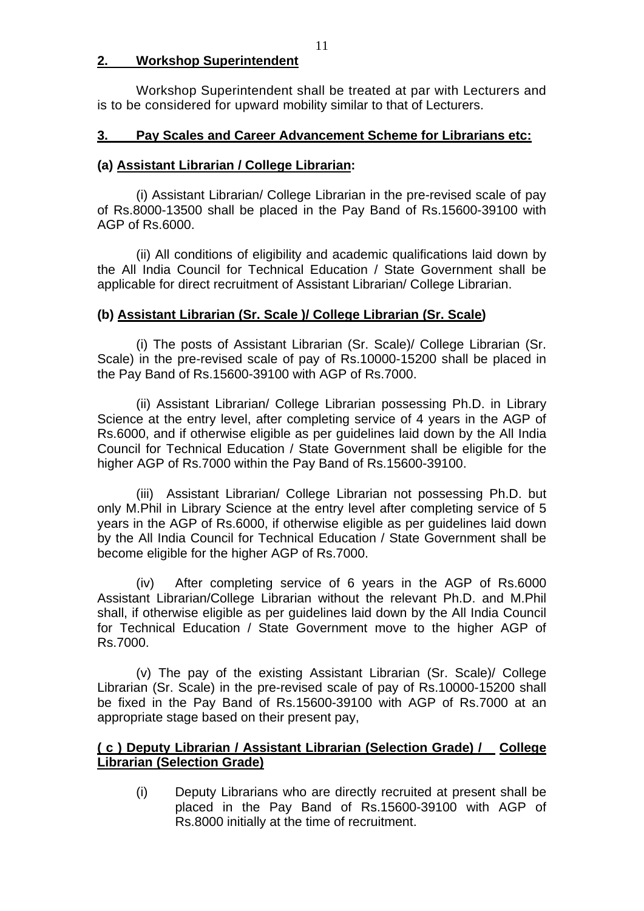## 2. Workshop Superintendent

Workshop Superintendent shall be treated at par with Lecturers and is to be considered for upward mobility similar to that of Lecturers.

## 3. Pay Scales and Career Advancement Scheme for Librarians etc:

### (a) Assistant Librarian / College Librarian:

(i) Assistant Librarian/ College Librarian in the pre-revised scale of pay of Rs.8000-13500 shall be placed in the Pay Band of Rs.15600-39100 with AGP of Rs.6000.

(ii) All conditions of eligibility and academic qualifications laid down by the All India Council for Technical Education / State Government shall be applicable for direct recruitment of Assistant Librarian/ College Librarian.

### (b) Assistant Librarian (Sr. Scale )/ College Librarian (Sr. Scale)

(i) The posts of Assistant Librarian (Sr. Scale)/ College Librarian (Sr. Scale) in the pre-revised scale of pay of Rs.10000-15200 shall be placed in the Pay Band of Rs.15600-39100 with AGP of Rs.7000.

(ii) Assistant Librarian/ College Librarian possessing Ph.D. in Library Science at the entry level, after completing service of 4 years in the AGP of Rs.6000, and if otherwise eligible as per guidelines laid down by the All India Council for Technical Education / State Government shall be eligible for the higher AGP of Rs.7000 within the Pay Band of Rs.15600-39100.

(iii) Assistant Librarian/ College Librarian not possessing Ph.D. but only M.Phil in Library Science at the entry level after completing service of 5 years in the AGP of Rs.6000, if otherwise eligible as per guidelines laid down by the All India Council for Technical Education / State Government shall be become eligible for the higher AGP of Rs.7000.

(iv) After completing service of 6 years in the AGP of Rs.6000 Assistant Librarian/College Librarian without the relevant Ph.D. and M.Phil shall, if otherwise eligible as per guidelines laid down by the All India Council for Technical Education / State Government move to the higher AGP of Rs.7000.

(v) The pay of the existing Assistant Librarian (Sr. Scale)/ College Librarian (Sr. Scale) in the pre-revised scale of pay of Rs.10000-15200 shall be fixed in the Pay Band of Rs.15600-39100 with AGP of Rs.7000 at an appropriate stage based on their present pay,

### ( c ) Deputy Librarian / Assistant Librarian (Selection Grade) / College Librarian (Selection Grade)

(i) Deputy Librarians who are directly recruited at present shall be placed in the Pay Band of Rs.15600-39100 with AGP of Rs.8000 initially at the time of recruitment.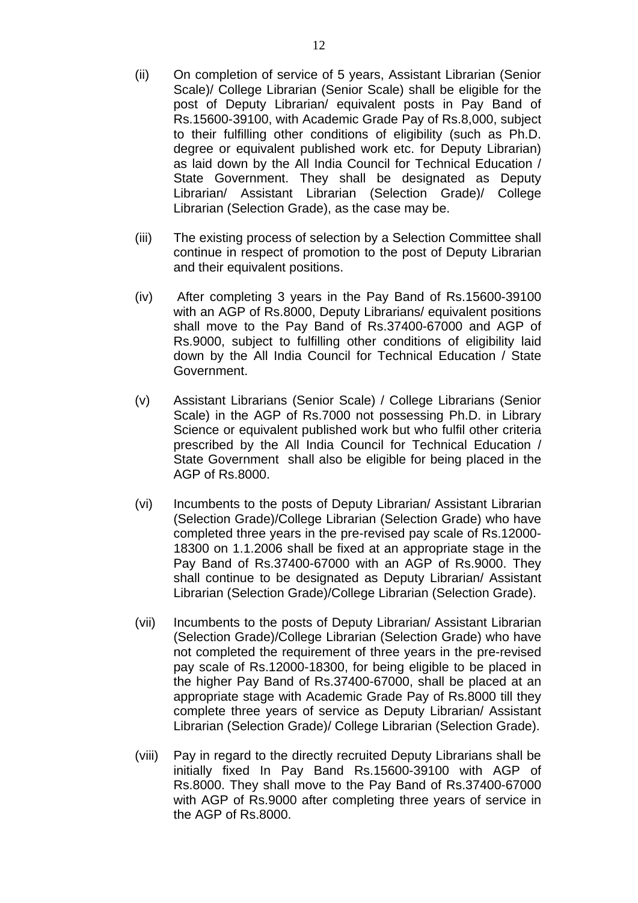(ii) On completion of service of 5 years, Assistant Librarian (Senior Scale)/ College Librarian (Senior Scale) shall be eligible for the post of Deputy Librarian/ equivalent posts in Pay Band of Rs.15600-39100, with Academic Grade Pay of Rs.8,000, subject to their fulfilling other conditions of eligibility (such as Ph.D. degree or equivalent published work etc. for Deputy Librarian) as laid down by the All India Council for Technical Education / State Government. They shall be designated as Deputy Librarian/ Assistant Librarian (Selection Grade)/ College Librarian (Selection Grade), as the case may be.

(iii) The existing process of selection by a Selection Committee shall continue in respect of promotion to the post of Deputy Librarian and their equivalent positions.

(iv) After completing 3 years in the Pay Band of Rs.15600-39100 with an AGP of Rs.8000, Deputy Librarians/ equivalent positions shall move to the Pay Band of Rs.37400-67000 and AGP of Rs.9000, subject to fulfilling other conditions of eligibility laid down by the All India Council for Technical Education / State Government.

(v) Assistant Librarians (Senior Scale) / College Librarians (Senior Scale) in the AGP of Rs.7000 not possessing Ph.D. in Library Science or equivalent published work but who fulfil other criteria prescribed by the All India Council for Technical Education / State Government shall also be eligible for being placed in the AGP of Rs.8000.

(vi) Incumbents to the posts of Deputy Librarian/ Assistant Librarian (Selection Grade)/College Librarian (Selection Grade) who have completed three years in the pre-revised pay scale of Rs.12000-18300 on 1.1.2006 shall be fixed at an appropriate stage in the Pay Band of Rs.37400-67000 with an AGP of Rs.9000. They shall continue to be designated as Deputy Librarian/ Assistant Librarian (Selection Grade)/College Librarian (Selection Grade).

(vii) Incumbents to the posts of Deputy Librarian/ Assistant Librarian (Selection Grade)/College Librarian (Selection Grade) who have not completed the requirement of three years in the pre-revised pay scale of Rs.12000-18300, for being eligible to be placed in the higher Pay Band of Rs.37400-67000, shall be placed at an appropriate stage with Academic Grade Pay of Rs.8000 till they complete three years of service as Deputy Librarian/ Assistant Librarian (Selection Grade)/ College Librarian (Selection Grade).

(viii) Pay in regard to the directly recruited Deputy Librarians shall be initially fixed In Pay Band Rs.15600-39100 with AGP of Rs.8000. They shall move to the Pay Band of Rs.37400-67000 with AGP of Rs.9000 after completing three years of service in the AGP of Rs.8000.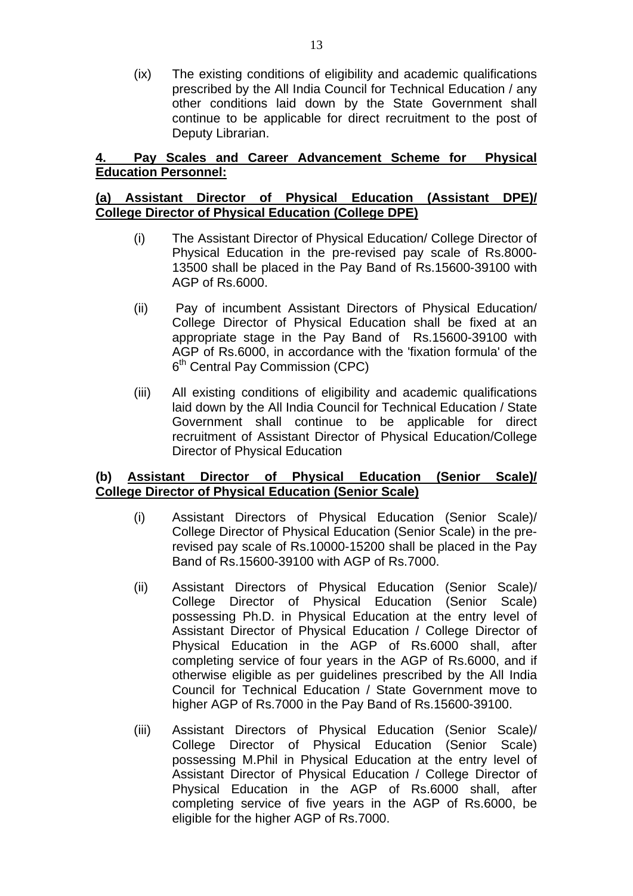(ix) The existing conditions of eligibility and academic qualifications prescribed by the All India Council for Technical Education / any other conditions laid down by the State Government shall continue to be applicable for direct recruitment to the post of Deputy Librarian.

## 4. Pay Scales and Career Advancement Scheme for Physical Education Personnel:

### (a) Assistant Director of Physical Education (Assistant DPE)/ College Director of Physical Education (College DPE)

(i) The Assistant Director of Physical Education/ College Director of Physical Education in the pre-revised pay scale of Rs.8000-13500 shall be placed in the Pay Band of Rs.15600-39100 with AGP of Rs.6000.

(ii) Pay of incumbent Assistant Directors of Physical Education/ College Director of Physical Education shall be fixed at an appropriate stage in the Pay Band of Rs.15600-39100 with AGP of Rs.6000, in accordance with the 'fixation formula' of the 6th Central Pay Commission (CPC)

(iii) All existing conditions of eligibility and academic qualifications laid down by the All India Council for Technical Education / State Government shall continue to be applicable for direct recruitment of Assistant Director of Physical Education/College Director of Physical Education

### (b) Assistant Director of Physical Education (Senior Scale)/ College Director of Physical Education (Senior Scale)

(i) Assistant Directors of Physical Education (Senior Scale)/ College Director of Physical Education (Senior Scale) in the pre-revised pay scale of Rs.10000-15200 shall be placed in the Pay Band of Rs.15600-39100 with AGP of Rs.7000.

(ii) Assistant Directors of Physical Education (Senior Scale)/ College Director of Physical Education (Senior Scale) possessing Ph.D. in Physical Education at the entry level of Assistant Director of Physical Education / College Director of Physical Education in the AGP of Rs.6000 shall, after completing service of four years in the AGP of Rs.6000, and if otherwise eligible as per guidelines prescribed by the All India Council for Technical Education / State Government move to higher AGP of Rs.7000 in the Pay Band of Rs.15600-39100.

(iii) Assistant Directors of Physical Education (Senior Scale)/ College Director of Physical Education (Senior Scale) possessing M.Phil in Physical Education at the entry level of Assistant Director of Physical Education / College Director of Physical Education in the AGP of Rs.6000 shall, after completing service of five years in the AGP of Rs.6000, be eligible for the higher AGP of Rs.7000.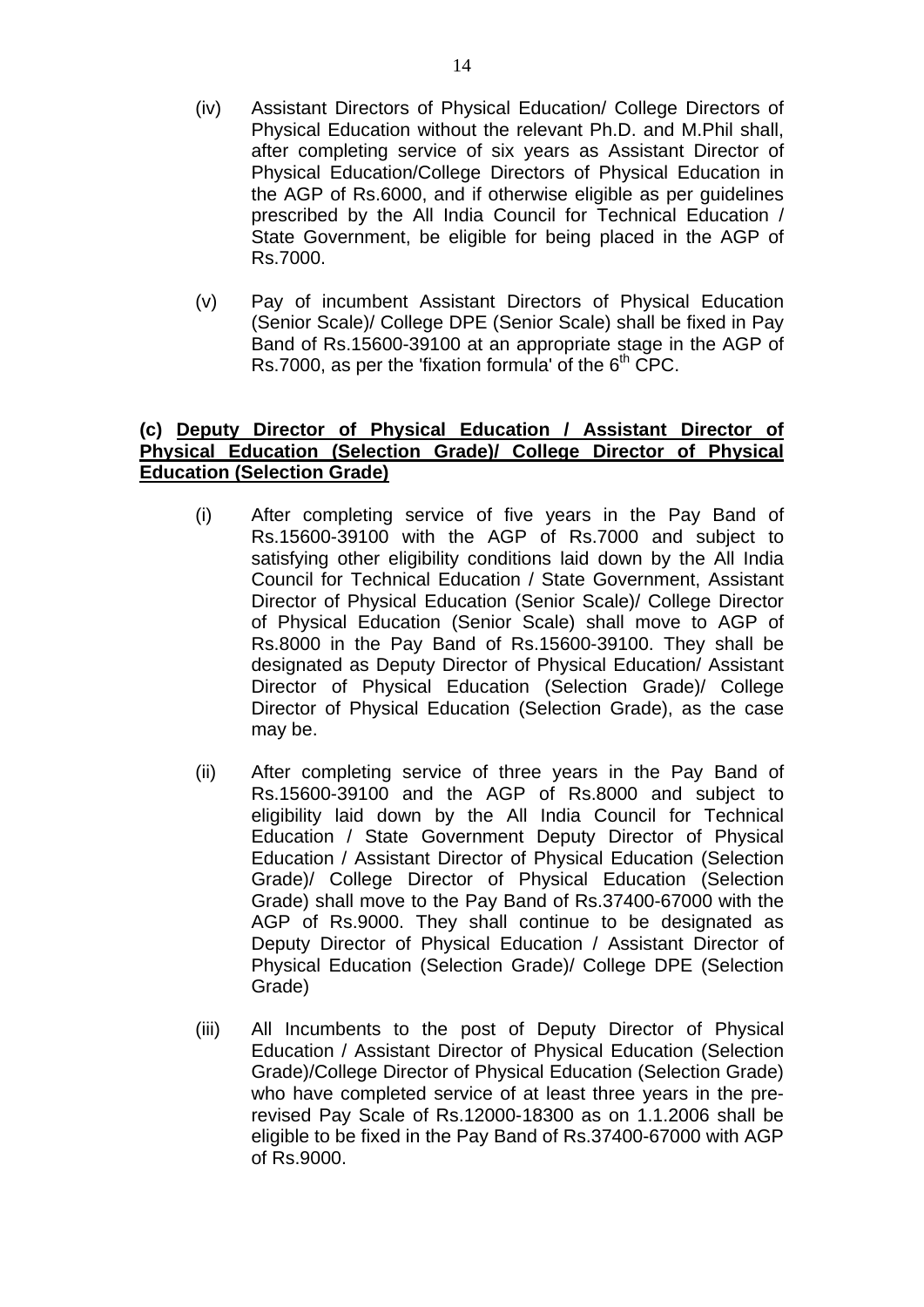(iv) Assistant Directors of Physical Education/ College Directors of Physical Education without the relevant Ph.D. and M.Phil shall, after completing service of six years as Assistant Director of Physical Education/College Directors of Physical Education in the AGP of Rs.6000, and if otherwise eligible as per guidelines prescribed by the All India Council for Technical Education / State Government, be eligible for being placed in the AGP of Rs.7000.

(v) Pay of incumbent Assistant Directors of Physical Education (Senior Scale)/ College DPE (Senior Scale) shall be fixed in Pay Band of Rs.15600-39100 at an appropriate stage in the AGP of Rs.7000, as per the 'fixation formula' of the 6th CPC.

**(c) <u>Deputy Director of Physical Education / Assistant Director of Physical Education (Selection Grade)/ College Director of Physical Education (Selection Grade)</u>**

(i) After completing service of five years in the Pay Band of Rs.15600-39100 with the AGP of Rs.7000 and subject to satisfying other eligibility conditions laid down by the All India Council for Technical Education / State Government, Assistant Director of Physical Education (Senior Scale)/ College Director of Physical Education (Senior Scale) shall move to AGP of Rs.8000 in the Pay Band of Rs.15600-39100. They shall be designated as Deputy Director of Physical Education/ Assistant Director of Physical Education (Selection Grade)/ College Director of Physical Education (Selection Grade), as the case may be.

(ii) After completing service of three years in the Pay Band of Rs.15600-39100 and the AGP of Rs.8000 and subject to eligibility laid down by the All India Council for Technical Education / State Government Deputy Director of Physical Education / Assistant Director of Physical Education (Selection Grade)/ College Director of Physical Education (Selection Grade) shall move to the Pay Band of Rs.37400-67000 with the AGP of Rs.9000. They shall continue to be designated as Deputy Director of Physical Education / Assistant Director of Physical Education (Selection Grade)/ College DPE (Selection Grade)

(iii) All Incumbents to the post of Deputy Director of Physical Education / Assistant Director of Physical Education (Selection Grade)/College Director of Physical Education (Selection Grade) who have completed service of at least three years in the pre-revised Pay Scale of Rs.12000-18300 as on 1.1.2006 shall be eligible to be fixed in the Pay Band of Rs.37400-67000 with AGP of Rs.9000.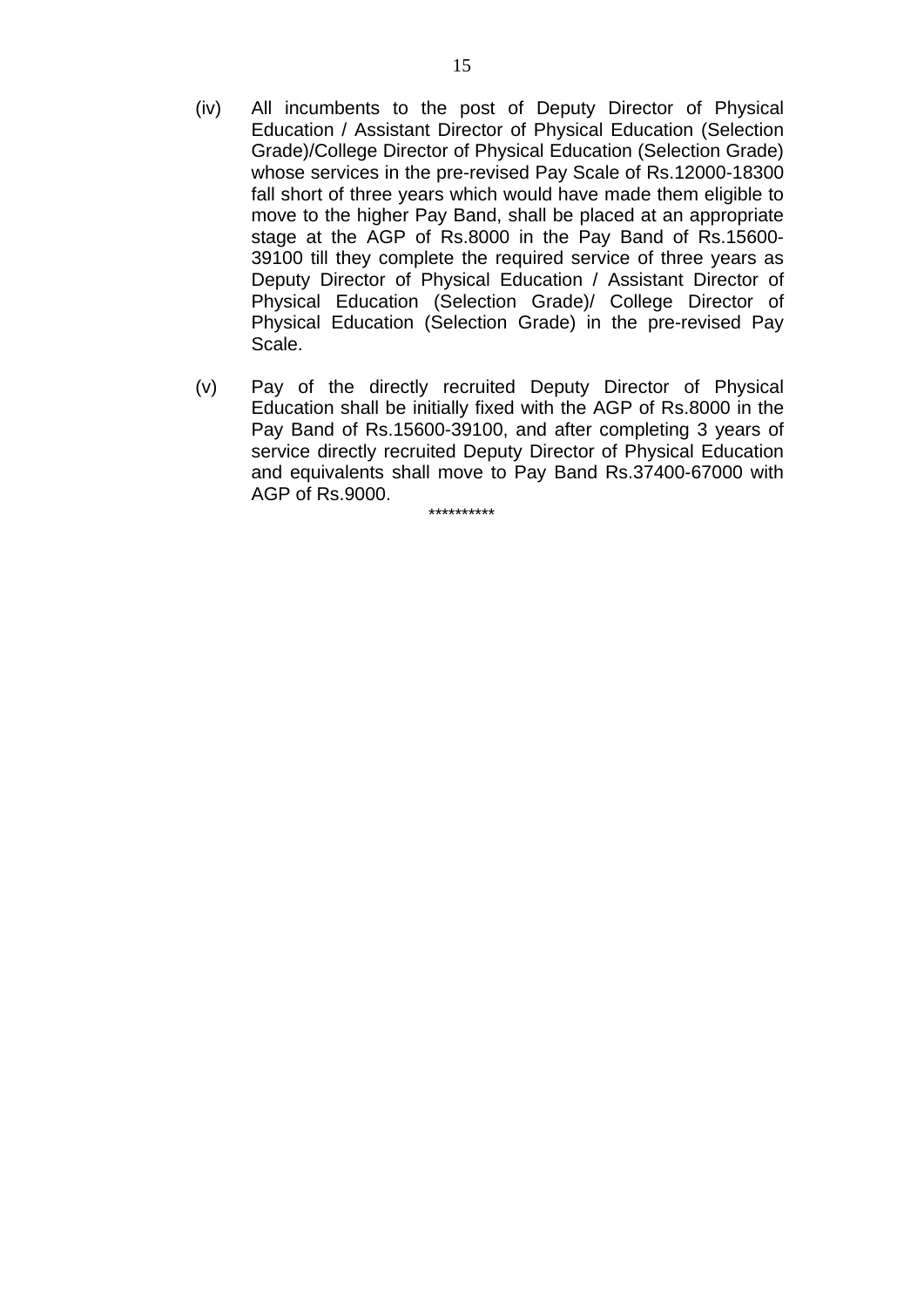(iv) All incumbents to the post of Deputy Director of Physical Education / Assistant Director of Physical Education (Selection Grade)/College Director of Physical Education (Selection Grade) whose services in the pre-revised Pay Scale of Rs.12000-18300 fall short of three years which would have made them eligible to move to the higher Pay Band, shall be placed at an appropriate stage at the AGP of Rs.8000 in the Pay Band of Rs.15600-39100 till they complete the required service of three years as Deputy Director of Physical Education / Assistant Director of Physical Education (Selection Grade)/ College Director of Physical Education (Selection Grade) in the pre-revised Pay Scale.

(v) Pay of the directly recruited Deputy Director of Physical Education shall be initially fixed with the AGP of Rs.8000 in the Pay Band of Rs.15600-39100, and after completing 3 years of service directly recruited Deputy Director of Physical Education and equivalents shall move to Pay Band Rs.37400-67000 with AGP of Rs.9000.

**********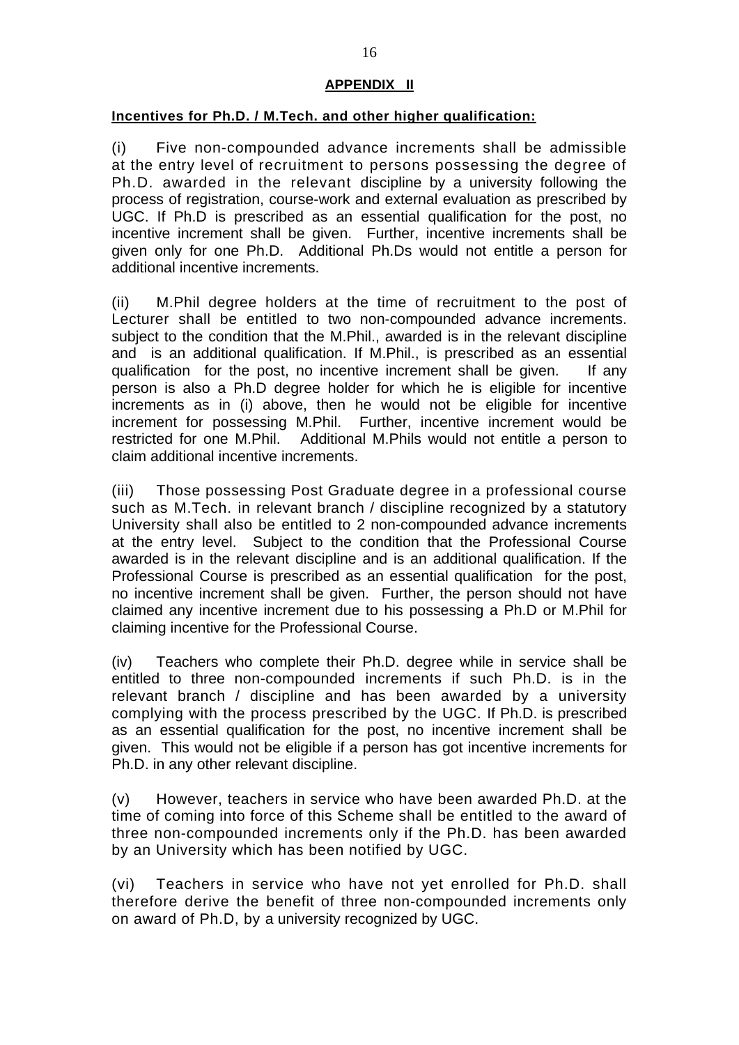## APPENDIX II

**Incentives for Ph.D. / M.Tech. and other higher qualification:**

(i) Five non-compounded advance increments shall be admissible at the entry level of recruitment to persons possessing the degree of Ph.D. awarded in the relevant discipline by a university following the process of registration, course-work and external evaluation as prescribed by UGC. If Ph.D is prescribed as an essential qualification for the post, no incentive increment shall be given. Further, incentive increments shall be given only for one Ph.D. Additional Ph.Ds would not entitle a person for additional incentive increments.

(ii) M.Phil degree holders at the time of recruitment to the post of Lecturer shall be entitled to two non-compounded advance increments. subject to the condition that the M.Phil., awarded is in the relevant discipline and is an additional qualification. If M.Phil., is prescribed as an essential qualification for the post, no incentive increment shall be given. If any person is also a Ph.D degree holder for which he is eligible for incentive increments as in (i) above, then he would not be eligible for incentive increment for possessing M.Phil. Further, incentive increment would be restricted for one M.Phil. Additional M.Phils would not entitle a person to claim additional incentive increments.

(iii) Those possessing Post Graduate degree in a professional course such as M.Tech. in relevant branch / discipline recognized by a statutory University shall also be entitled to 2 non-compounded advance increments at the entry level. Subject to the condition that the Professional Course awarded is in the relevant discipline and is an additional qualification. If the Professional Course is prescribed as an essential qualification for the post, no incentive increment shall be given. Further, the person should not have claimed any incentive increment due to his possessing a Ph.D or M.Phil for claiming incentive for the Professional Course.

(iv) Teachers who complete their Ph.D. degree while in service shall be entitled to three non-compounded increments if such Ph.D. is in the relevant branch / discipline and has been awarded by a university complying with the process prescribed by the UGC. If Ph.D. is prescribed as an essential qualification for the post, no incentive increment shall be given. This would not be eligible if a person has got incentive increments for Ph.D. in any other relevant discipline.

(v) However, teachers in service who have been awarded Ph.D. at the time of coming into force of this Scheme shall be entitled to the award of three non-compounded increments only if the Ph.D. has been awarded by an University which has been notified by UGC.

(vi) Teachers in service who have not yet enrolled for Ph.D. shall therefore derive the benefit of three non-compounded increments only on award of Ph.D, by a university recognized by UGC.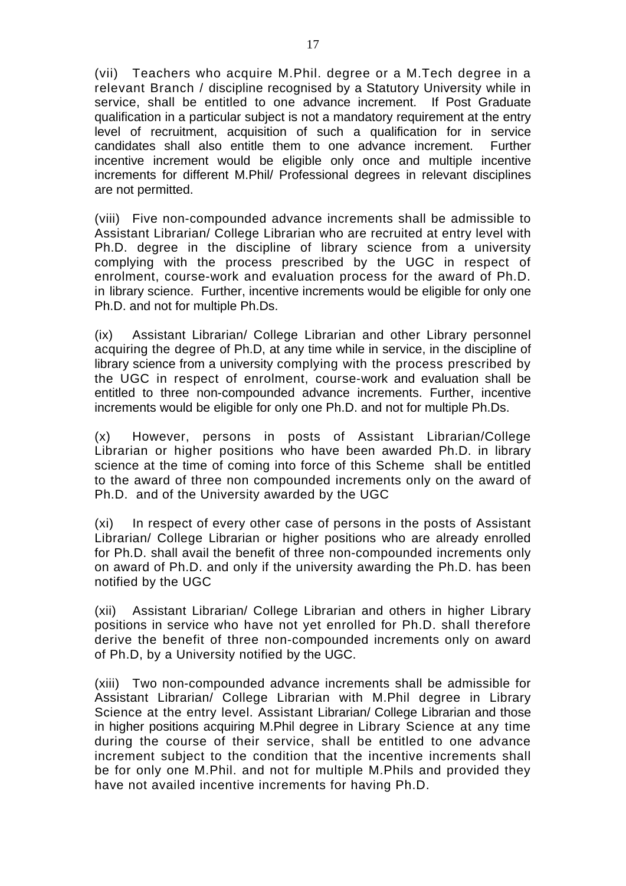(vii) Teachers who acquire M.Phil. degree or a M.Tech degree in a relevant Branch / discipline recognised by a Statutory University while in service, shall be entitled to one advance increment. If Post Graduate qualification in a particular subject is not a mandatory requirement at the entry level of recruitment, acquisition of such a qualification for in service candidates shall also entitle them to one advance increment. Further incentive increment would be eligible only once and multiple incentive increments for different M.Phil/ Professional degrees in relevant disciplines are not permitted.

(viii) Five non-compounded advance increments shall be admissible to Assistant Librarian/ College Librarian who are recruited at entry level with Ph.D. degree in the discipline of library science from a university complying with the process prescribed by the UGC in respect of enrolment, course-work and evaluation process for the award of Ph.D. in library science. Further, incentive increments would be eligible for only one Ph.D. and not for multiple Ph.Ds.

(ix) Assistant Librarian/ College Librarian and other Library personnel acquiring the degree of Ph.D, at any time while in service, in the discipline of library science from a university complying with the process prescribed by the UGC in respect of enrolment, course-work and evaluation shall be entitled to three non-compounded advance increments. Further, incentive increments would be eligible for only one Ph.D. and not for multiple Ph.Ds.

(x) However, persons in posts of Assistant Librarian/College Librarian or higher positions who have been awarded Ph.D. in library science at the time of coming into force of this Scheme shall be entitled to the award of three non compounded increments only on the award of Ph.D. and of the University awarded by the UGC

(xi) In respect of every other case of persons in the posts of Assistant Librarian/ College Librarian or higher positions who are already enrolled for Ph.D. shall avail the benefit of three non-compounded increments only on award of Ph.D. and only if the university awarding the Ph.D. has been notified by the UGC

(xii) Assistant Librarian/ College Librarian and others in higher Library positions in service who have not yet enrolled for Ph.D. shall therefore derive the benefit of three non-compounded increments only on award of Ph.D, by a University notified by the UGC.

(xiii) Two non-compounded advance increments shall be admissible for Assistant Librarian/ College Librarian with M.Phil degree in Library Science at the entry level. Assistant Librarian/ College Librarian and those in higher positions acquiring M.Phil degree in Library Science at any time during the course of their service, shall be entitled to one advance increment subject to the condition that the incentive increments shall be for only one M.Phil. and not for multiple M.Phils and provided they have not availed incentive increments for having Ph.D.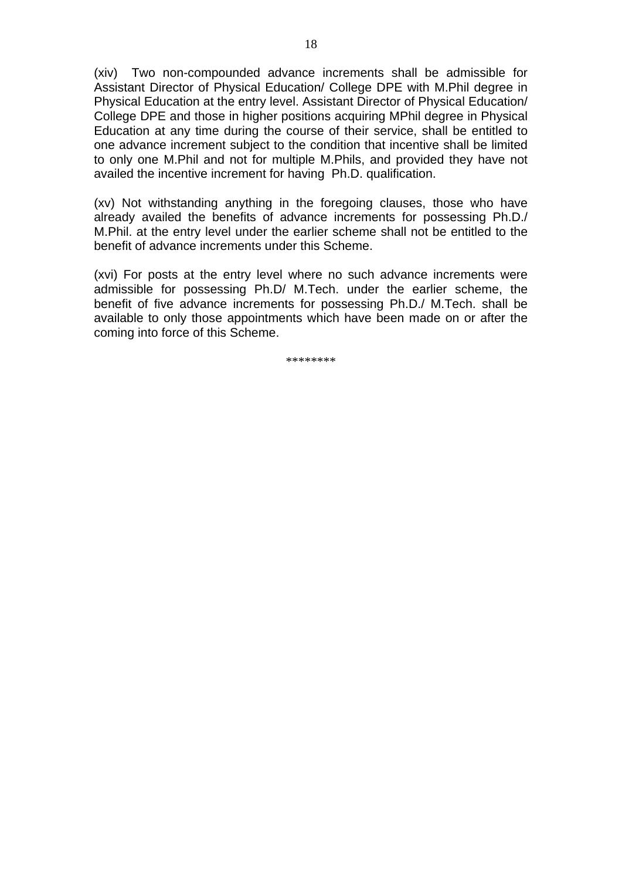(xiv) Two non-compounded advance increments shall be admissible for Assistant Director of Physical Education/ College DPE with M.Phil degree in Physical Education at the entry level. Assistant Director of Physical Education/ College DPE and those in higher positions acquiring MPhil degree in Physical Education at any time during the course of their service, shall be entitled to one advance increment subject to the condition that incentive shall be limited to only one M.Phil and not for multiple M.Phils, and provided they have not availed the incentive increment for having Ph.D. qualification.

(xv) Not withstanding anything in the foregoing clauses, those who have already availed the benefits of advance increments for possessing Ph.D./ M.Phil. at the entry level under the earlier scheme shall not be entitled to the benefit of advance increments under this Scheme.

(xvi) For posts at the entry level where no such advance increments were admissible for possessing Ph.D/ M.Tech. under the earlier scheme, the benefit of five advance increments for possessing Ph.D./ M.Tech. shall be available to only those appointments which have been made on or after the coming into force of this Scheme.

********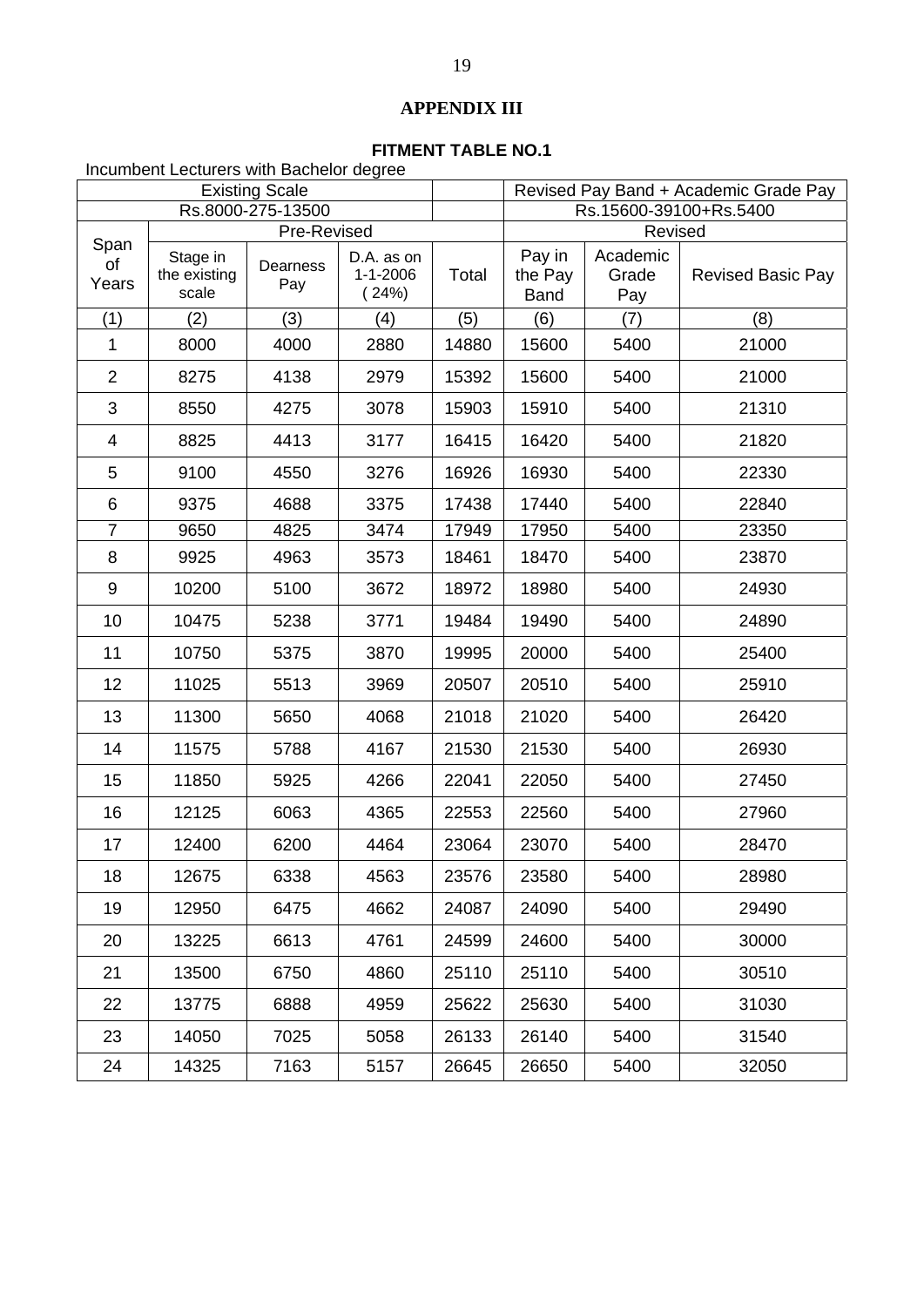## APPENDIX III

### FITMENT TABLE NO.1

Incumbent Lecturers with Bachelor degree

| Existing Scale | | | | | Revised Pay Band + Academic Grade Pay | | |
|---|---|---|---|---|---|---|---|
| Rs.8000-275-13500 | | | | | Rs.15600-39100+Rs.5400 | | |
| Span of Years | Pre-Revised | | | | Revised | | |
| | Stage in the existing scale | Dearness Pay | D.A. as on 1-1-2006 (24%) | Total | Pay in the Pay Band | Academic Grade Pay | Revised Basic Pay |
| (1) | (2) | (3) | (4) | (5) | (6) | (7) | (8) |
| 1 | 8000 | 4000 | 2880 | 14880 | 15600 | 5400 | 21000 |
| 2 | 8275 | 4138 | 2979 | 15392 | 15600 | 5400 | 21000 |
| 3 | 8550 | 4275 | 3078 | 15903 | 15910 | 5400 | 21310 |
| 4 | 8825 | 4413 | 3177 | 16415 | 16420 | 5400 | 21820 |
| 5 | 9100 | 4550 | 3276 | 16926 | 16930 | 5400 | 22330 |
| 6 | 9375 | 4688 | 3375 | 17438 | 17440 | 5400 | 22840 |
| 7 | 9650 | 4825 | 3474 | 17949 | 17950 | 5400 | 23350 |
| 8 | 9925 | 4963 | 3573 | 18461 | 18470 | 5400 | 23870 |
| 9 | 10200 | 5100 | 3672 | 18972 | 18980 | 5400 | 24930 |
| 10 | 10475 | 5238 | 3771 | 19484 | 19490 | 5400 | 24890 |
| 11 | 10750 | 5375 | 3870 | 19995 | 20000 | 5400 | 25400 |
| 12 | 11025 | 5513 | 3969 | 20507 | 20510 | 5400 | 25910 |
| 13 | 11300 | 5650 | 4068 | 21018 | 21020 | 5400 | 26420 |
| 14 | 11575 | 5788 | 4167 | 21530 | 21530 | 5400 | 26930 |
| 15 | 11850 | 5925 | 4266 | 22041 | 22050 | 5400 | 27450 |
| 16 | 12125 | 6063 | 4365 | 22553 | 22560 | 5400 | 27960 |
| 17 | 12400 | 6200 | 4464 | 23064 | 23070 | 5400 | 28470 |
| 18 | 12675 | 6338 | 4563 | 23576 | 23580 | 5400 | 28980 |
| 19 | 12950 | 6475 | 4662 | 24087 | 24090 | 5400 | 29490 |
| 20 | 13225 | 6613 | 4761 | 24599 | 24600 | 5400 | 30000 |
| 21 | 13500 | 6750 | 4860 | 25110 | 25110 | 5400 | 30510 |
| 22 | 13775 | 6888 | 4959 | 25622 | 25630 | 5400 | 31030 |
| 23 | 14050 | 7025 | 5058 | 26133 | 26140 | 5400 | 31540 |
| 24 | 14325 | 7163 | 5157 | 26645 | 26650 | 5400 | 32050 |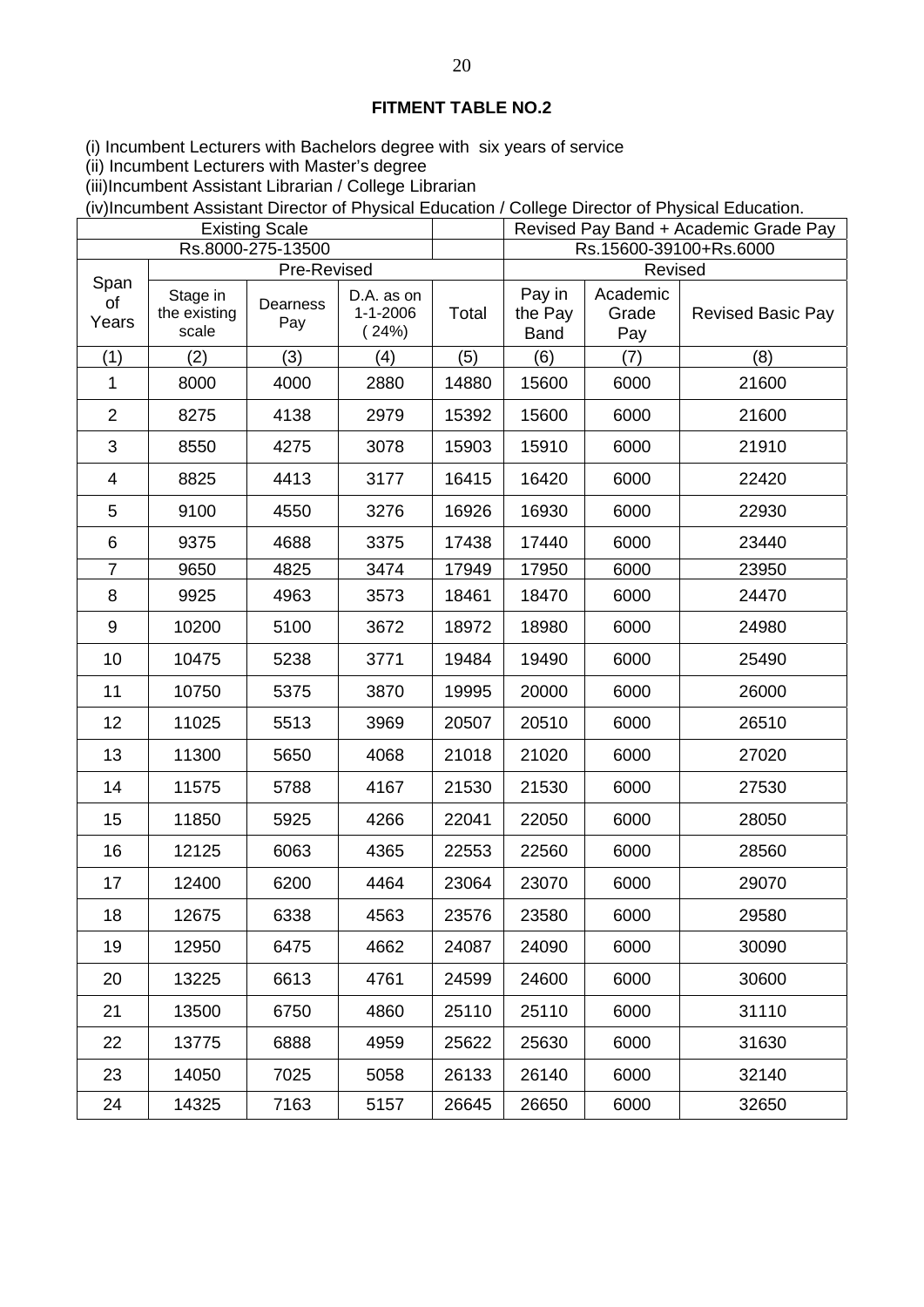## FITMENT TABLE NO.2

(i) Incumbent Lecturers with Bachelors degree with six years of service

(ii) Incumbent Lecturers with Master's degree

(iii)Incumbent Assistant Librarian / College Librarian

(iv)Incumbent Assistant Director of Physical Education / College Director of Physical Education.

| Existing Scale | | | | | Revised Pay Band + Academic Grade Pay | | |
|---|---|---|---|---|---|---|---|
| Rs.8000-275-13500 | | | | | Rs.15600-39100+Rs.6000 | | |
| Span of Years | Pre-Revised | | | | Revised | | |
| | Stage in the existing scale | Dearness Pay | D.A. as on 1-1-2006 (24%) | Total | Pay in the Pay Band | Academic Grade Pay | Revised Basic Pay |
| (1) | (2) | (3) | (4) | (5) | (6) | (7) | (8) |
| 1 | 8000 | 4000 | 2880 | 14880 | 15600 | 6000 | 21600 |
| 2 | 8275 | 4138 | 2979 | 15392 | 15600 | 6000 | 21600 |
| 3 | 8550 | 4275 | 3078 | 15903 | 15910 | 6000 | 21910 |
| 4 | 8825 | 4413 | 3177 | 16415 | 16420 | 6000 | 22420 |
| 5 | 9100 | 4550 | 3276 | 16926 | 16930 | 6000 | 22930 |
| 6 | 9375 | 4688 | 3375 | 17438 | 17440 | 6000 | 23440 |
| 7 | 9650 | 4825 | 3474 | 17949 | 17950 | 6000 | 23950 |
| 8 | 9925 | 4963 | 3573 | 18461 | 18470 | 6000 | 24470 |
| 9 | 10200 | 5100 | 3672 | 18972 | 18980 | 6000 | 24980 |
| 10 | 10475 | 5238 | 3771 | 19484 | 19490 | 6000 | 25490 |
| 11 | 10750 | 5375 | 3870 | 19995 | 20000 | 6000 | 26000 |
| 12 | 11025 | 5513 | 3969 | 20507 | 20510 | 6000 | 26510 |
| 13 | 11300 | 5650 | 4068 | 21018 | 21020 | 6000 | 27020 |
| 14 | 11575 | 5788 | 4167 | 21530 | 21530 | 6000 | 27530 |
| 15 | 11850 | 5925 | 4266 | 22041 | 22050 | 6000 | 28050 |
| 16 | 12125 | 6063 | 4365 | 22553 | 22560 | 6000 | 28560 |
| 17 | 12400 | 6200 | 4464 | 23064 | 23070 | 6000 | 29070 |
| 18 | 12675 | 6338 | 4563 | 23576 | 23580 | 6000 | 29580 |
| 19 | 12950 | 6475 | 4662 | 24087 | 24090 | 6000 | 30090 |
| 20 | 13225 | 6613 | 4761 | 24599 | 24600 | 6000 | 30600 |
| 21 | 13500 | 6750 | 4860 | 25110 | 25110 | 6000 | 31110 |
| 22 | 13775 | 6888 | 4959 | 25622 | 25630 | 6000 | 31630 |
| 23 | 14050 | 7025 | 5058 | 26133 | 26140 | 6000 | 32140 |
| 24 | 14325 | 7163 | 5157 | 26645 | 26650 | 6000 | 32650 |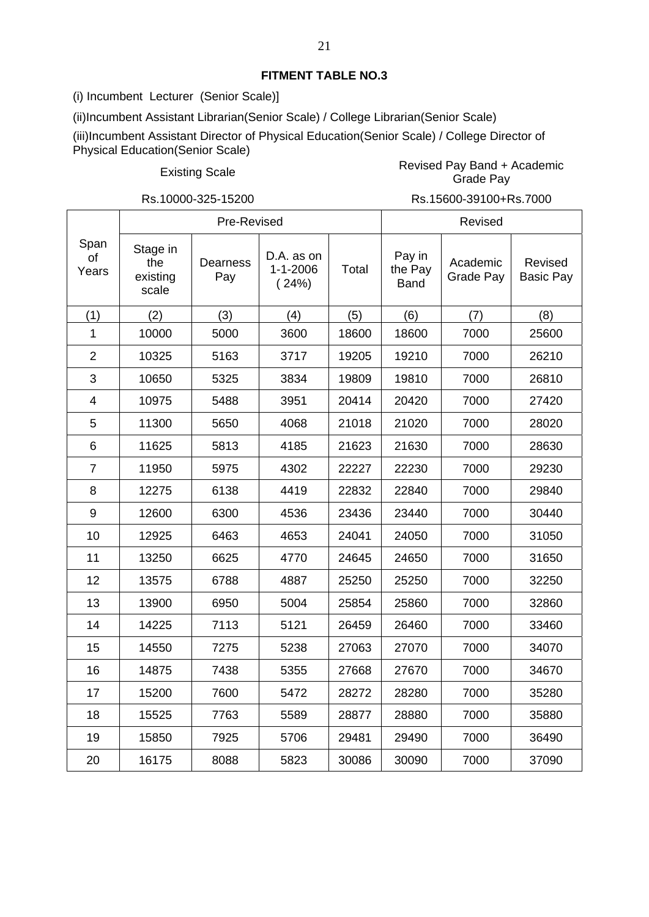**FITMENT TABLE NO.3**

(i) Incumbent Lecturer (Senior Scale)]

(ii)Incumbent Assistant Librarian(Senior Scale) / College Librarian(Senior Scale)

(iii)Incumbent Assistant Director of Physical Education(Senior Scale) / College Director of Physical Education(Senior Scale)

| Existing Scale | Revised Pay Band + Academic Grade Pay |
|---|---|
| Rs.10000-325-15200 | Rs.15600-39100+Rs.7000 |

| Span of Years | Pre-Revised | | | | Revised | | |
|---|---|---|---|---|---|---|---|
| | Stage in the existing scale | Dearness Pay | D.A. as on 1-1-2006 ( 24%) | Total | Pay in the Pay Band | Academic Grade Pay | Revised Basic Pay |
| (1) | (2) | (3) | (4) | (5) | (6) | (7) | (8) |
| 1 | 10000 | 5000 | 3600 | 18600 | 18600 | 7000 | 25600 |
| 2 | 10325 | 5163 | 3717 | 19205 | 19210 | 7000 | 26210 |
| 3 | 10650 | 5325 | 3834 | 19809 | 19810 | 7000 | 26810 |
| 4 | 10975 | 5488 | 3951 | 20414 | 20420 | 7000 | 27420 |
| 5 | 11300 | 5650 | 4068 | 21018 | 21020 | 7000 | 28020 |
| 6 | 11625 | 5813 | 4185 | 21623 | 21630 | 7000 | 28630 |
| 7 | 11950 | 5975 | 4302 | 22227 | 22230 | 7000 | 29230 |
| 8 | 12275 | 6138 | 4419 | 22832 | 22840 | 7000 | 29840 |
| 9 | 12600 | 6300 | 4536 | 23436 | 23440 | 7000 | 30440 |
| 10 | 12925 | 6463 | 4653 | 24041 | 24050 | 7000 | 31050 |
| 11 | 13250 | 6625 | 4770 | 24645 | 24650 | 7000 | 31650 |
| 12 | 13575 | 6788 | 4887 | 25250 | 25250 | 7000 | 32250 |
| 13 | 13900 | 6950 | 5004 | 25854 | 25860 | 7000 | 32860 |
| 14 | 14225 | 7113 | 5121 | 26459 | 26460 | 7000 | 33460 |
| 15 | 14550 | 7275 | 5238 | 27063 | 27070 | 7000 | 34070 |
| 16 | 14875 | 7438 | 5355 | 27668 | 27670 | 7000 | 34670 |
| 17 | 15200 | 7600 | 5472 | 28272 | 28280 | 7000 | 35280 |
| 18 | 15525 | 7763 | 5589 | 28877 | 28880 | 7000 | 35880 |
| 19 | 15850 | 7925 | 5706 | 29481 | 29490 | 7000 | 36490 |
| 20 | 16175 | 8088 | 5823 | 30086 | 30090 | 7000 | 37090 |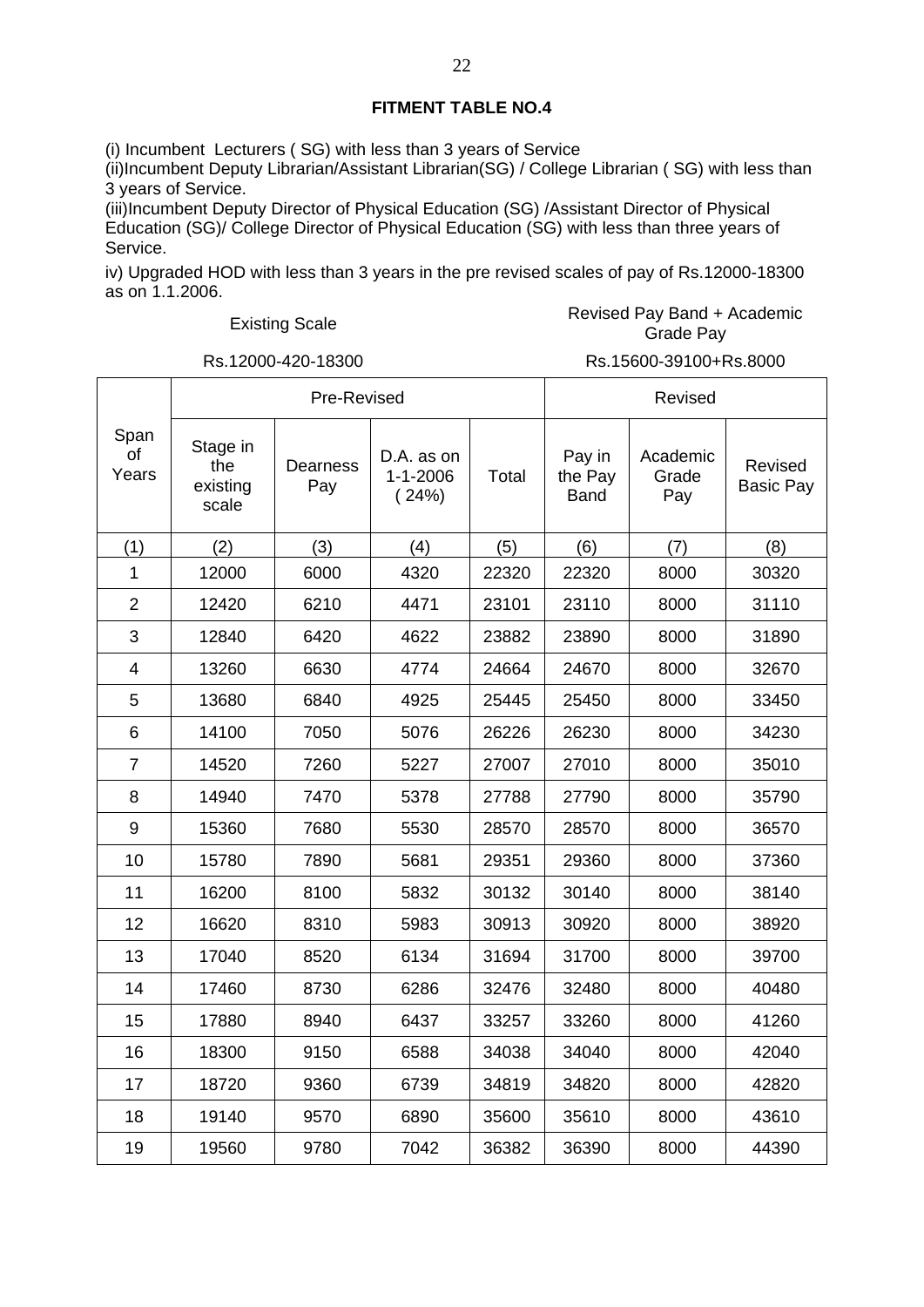## FITMENT TABLE NO.4

(i) Incumbent Lecturers ( SG) with less than 3 years of Service

(ii)Incumbent Deputy Librarian/Assistant Librarian(SG) / College Librarian ( SG) with less than 3 years of Service.

(iii)Incumbent Deputy Director of Physical Education (SG) /Assistant Director of Physical Education (SG)/ College Director of Physical Education (SG) with less than three years of Service.

iv) Upgraded HOD with less than 3 years in the pre revised scales of pay of Rs.12000-18300 as on 1.1.2006.

| Existing Scale | Revised Pay Band + Academic Grade Pay |
|---|---|
| Rs.12000-420-18300 | Rs.15600-39100+Rs.8000 |

| Span of Years | Pre-Revised | | | | Revised | | |
|---|---|---|---|---|---|---|---|
| | Stage in the existing scale | Dearness Pay | D.A. as on 1-1-2006 ( 24%) | Total | Pay in the Pay Band | Academic Grade Pay | Revised Basic Pay |
| (1) | (2) | (3) | (4) | (5) | (6) | (7) | (8) |
| 1 | 12000 | 6000 | 4320 | 22320 | 22320 | 8000 | 30320 |
| 2 | 12420 | 6210 | 4471 | 23101 | 23110 | 8000 | 31110 |
| 3 | 12840 | 6420 | 4622 | 23882 | 23890 | 8000 | 31890 |
| 4 | 13260 | 6630 | 4774 | 24664 | 24670 | 8000 | 32670 |
| 5 | 13680 | 6840 | 4925 | 25445 | 25450 | 8000 | 33450 |
| 6 | 14100 | 7050 | 5076 | 26226 | 26230 | 8000 | 34230 |
| 7 | 14520 | 7260 | 5227 | 27007 | 27010 | 8000 | 35010 |
| 8 | 14940 | 7470 | 5378 | 27788 | 27790 | 8000 | 35790 |
| 9 | 15360 | 7680 | 5530 | 28570 | 28570 | 8000 | 36570 |
| 10 | 15780 | 7890 | 5681 | 29351 | 29360 | 8000 | 37360 |
| 11 | 16200 | 8100 | 5832 | 30132 | 30140 | 8000 | 38140 |
| 12 | 16620 | 8310 | 5983 | 30913 | 30920 | 8000 | 38920 |
| 13 | 17040 | 8520 | 6134 | 31694 | 31700 | 8000 | 39700 |
| 14 | 17460 | 8730 | 6286 | 32476 | 32480 | 8000 | 40480 |
| 15 | 17880 | 8940 | 6437 | 33257 | 33260 | 8000 | 41260 |
| 16 | 18300 | 9150 | 6588 | 34038 | 34040 | 8000 | 42040 |
| 17 | 18720 | 9360 | 6739 | 34819 | 34820 | 8000 | 42820 |
| 18 | 19140 | 9570 | 6890 | 35600 | 35610 | 8000 | 43610 |
| 19 | 19560 | 9780 | 7042 | 36382 | 36390 | 8000 | 44390 |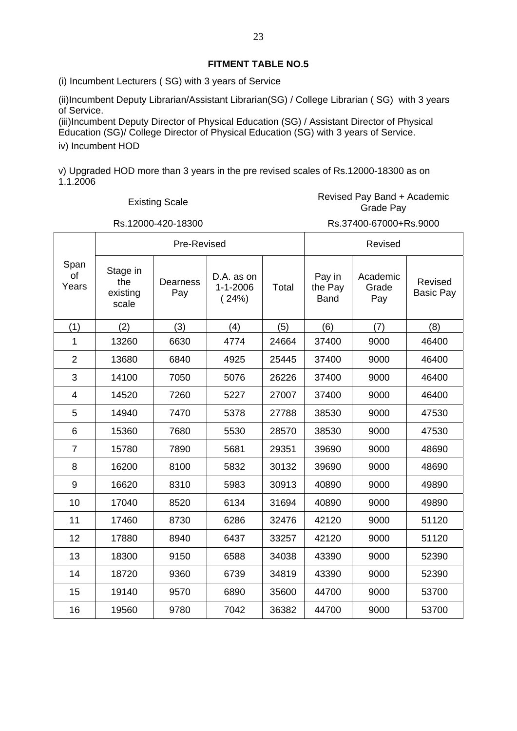## FITMENT TABLE NO.5

(i) Incumbent Lecturers ( SG) with 3 years of Service

(ii)Incumbent Deputy Librarian/Assistant Librarian(SG) / College Librarian ( SG) with 3 years of Service.

(iii)Incumbent Deputy Director of Physical Education (SG) / Assistant Director of Physical Education (SG)/ College Director of Physical Education (SG) with 3 years of Service.

iv) Incumbent HOD

v) Upgraded HOD more than 3 years in the pre revised scales of Rs.12000-18300 as on 1.1.2006

| Existing Scale | Revised Pay Band + Academic Grade Pay |
|---|---|
| Rs.12000-420-18300 | Rs.37400-67000+Rs.9000 |

| Span of Years | Pre-Revised | | | | Revised | | |
|---|---|---|---|---|---|---|---|
| | Stage in the existing scale | Dearness Pay | D.A. as on 1-1-2006 ( 24%) | Total | Pay in the Pay Band | Academic Grade Pay | Revised Basic Pay |
| (1) | (2) | (3) | (4) | (5) | (6) | (7) | (8) |
| 1 | 13260 | 6630 | 4774 | 24664 | 37400 | 9000 | 46400 |
| 2 | 13680 | 6840 | 4925 | 25445 | 37400 | 9000 | 46400 |
| 3 | 14100 | 7050 | 5076 | 26226 | 37400 | 9000 | 46400 |
| 4 | 14520 | 7260 | 5227 | 27007 | 37400 | 9000 | 46400 |
| 5 | 14940 | 7470 | 5378 | 27788 | 38530 | 9000 | 47530 |
| 6 | 15360 | 7680 | 5530 | 28570 | 38530 | 9000 | 47530 |
| 7 | 15780 | 7890 | 5681 | 29351 | 39690 | 9000 | 48690 |
| 8 | 16200 | 8100 | 5832 | 30132 | 39690 | 9000 | 48690 |
| 9 | 16620 | 8310 | 5983 | 30913 | 40890 | 9000 | 49890 |
| 10 | 17040 | 8520 | 6134 | 31694 | 40890 | 9000 | 49890 |
| 11 | 17460 | 8730 | 6286 | 32476 | 42120 | 9000 | 51120 |
| 12 | 17880 | 8940 | 6437 | 33257 | 42120 | 9000 | 51120 |
| 13 | 18300 | 9150 | 6588 | 34038 | 43390 | 9000 | 52390 |
| 14 | 18720 | 9360 | 6739 | 34819 | 43390 | 9000 | 52390 |
| 15 | 19140 | 9570 | 6890 | 35600 | 44700 | 9000 | 53700 |
| 16 | 19560 | 9780 | 7042 | 36382 | 44700 | 9000 | 53700 |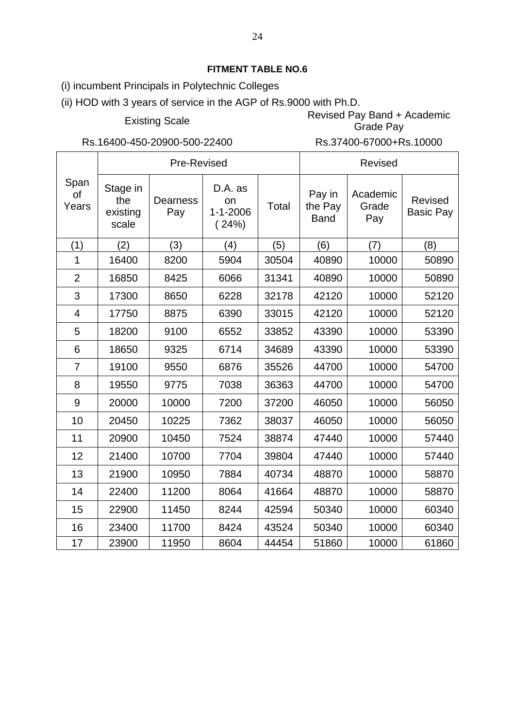**FITMENT TABLE NO.6**

(i) incumbent Principals in Polytechnic Colleges

(ii) HOD with 3 years of service in the AGP of Rs.9000 with Ph.D.

| Existing Scale | Revised Pay Band + Academic Grade Pay |
|---|---|
| Rs.16400-450-20900-500-22400 | Rs.37400-67000+Rs.10000 |

| Span of Years | Pre-Revised | | | | Revised | | |
|---|---|---|---|---|---|---|---|
| | Stage in the existing scale | Dearness Pay | D.A. as on 1-1-2006 ( 24%) | Total | Pay in the Pay Band | Academic Grade Pay | Revised Basic Pay |
| (1) | (2) | (3) | (4) | (5) | (6) | (7) | (8) |
| 1 | 16400 | 8200 | 5904 | 30504 | 40890 | 10000 | 50890 |
| 2 | 16850 | 8425 | 6066 | 31341 | 40890 | 10000 | 50890 |
| 3 | 17300 | 8650 | 6228 | 32178 | 42120 | 10000 | 52120 |
| 4 | 17750 | 8875 | 6390 | 33015 | 42120 | 10000 | 52120 |
| 5 | 18200 | 9100 | 6552 | 33852 | 43390 | 10000 | 53390 |
| 6 | 18650 | 9325 | 6714 | 34689 | 43390 | 10000 | 53390 |
| 7 | 19100 | 9550 | 6876 | 35526 | 44700 | 10000 | 54700 |
| 8 | 19550 | 9775 | 7038 | 36363 | 44700 | 10000 | 54700 |
| 9 | 20000 | 10000 | 7200 | 37200 | 46050 | 10000 | 56050 |
| 10 | 20450 | 10225 | 7362 | 38037 | 46050 | 10000 | 56050 |
| 11 | 20900 | 10450 | 7524 | 38874 | 47440 | 10000 | 57440 |
| 12 | 21400 | 10700 | 7704 | 39804 | 47440 | 10000 | 57440 |
| 13 | 21900 | 10950 | 7884 | 40734 | 48870 | 10000 | 58870 |
| 14 | 22400 | 11200 | 8064 | 41664 | 48870 | 10000 | 58870 |
| 15 | 22900 | 11450 | 8244 | 42594 | 50340 | 10000 | 60340 |
| 16 | 23400 | 11700 | 8424 | 43524 | 50340 | 10000 | 60340 |
| 17 | 23900 | 11950 | 8604 | 44454 | 51860 | 10000 | 61860 |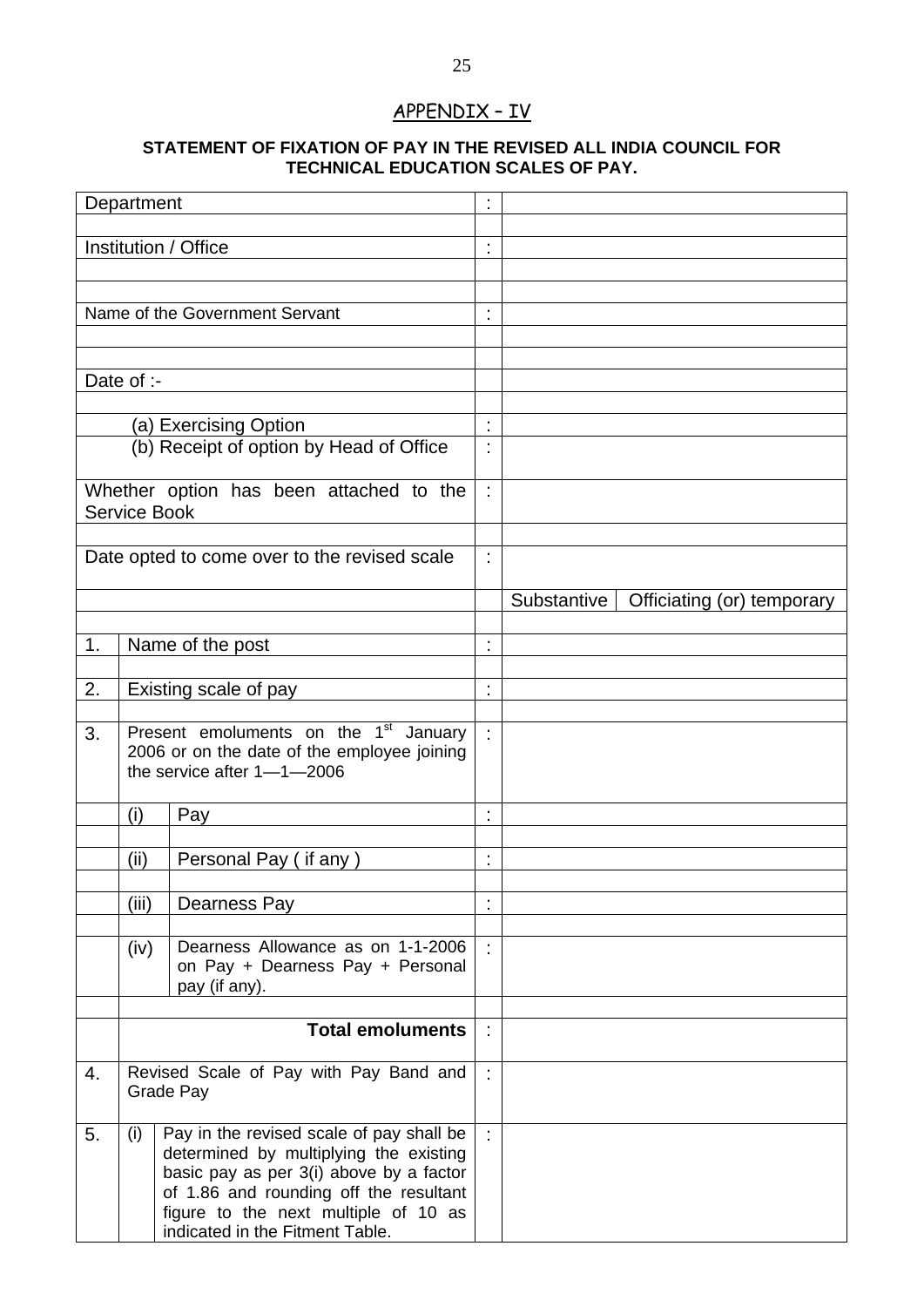## APPENDIX – IV

**STATEMENT OF FIXATION OF PAY IN THE REVISED ALL INDIA COUNCIL FOR TECHNICAL EDUCATION SCALES OF PAY.**

| | | | | | |
|---|---|---|---|---|---|
| Department | | | : | | |
| Institution / Office | | | : | | |
| Name of the Government Servant | | | : | | |
| Date of :- | | | | | |
| | (a) Exercising Option | | : | | |
| | (b) Receipt of option by Head of Office | | : | | |
| Whether option has been attached to the Service Book | | | : | | |
| Date opted to come over to the revised scale | | | : | | |
| | | | | Substantive | Officiating (or) temporary |
| 1. | Name of the post | | : | | |
| 2. | Existing scale of pay | | : | | |
| 3. | Present emoluments on the 1st January 2006 or on the date of the employee joining the service after 1—1—2006 | | : | | |
| | (i) | Pay | : | | |
| | (ii) | Personal Pay ( if any ) | : | | |
| | (iii) | Dearness Pay | : | | |
| | (iv) | Dearness Allowance as on 1-1-2006 on Pay + Dearness Pay + Personal pay (if any). | : | | |
| | **Total emoluments** | | : | | |
| 4. | Revised Scale of Pay with Pay Band and Grade Pay | | : | | |
| 5. | (i) | Pay in the revised scale of pay shall be determined by multiplying the existing basic pay as per 3(i) above by a factor of 1.86 and rounding off the resultant figure to the next multiple of 10 as indicated in the Fitment Table. | : | | |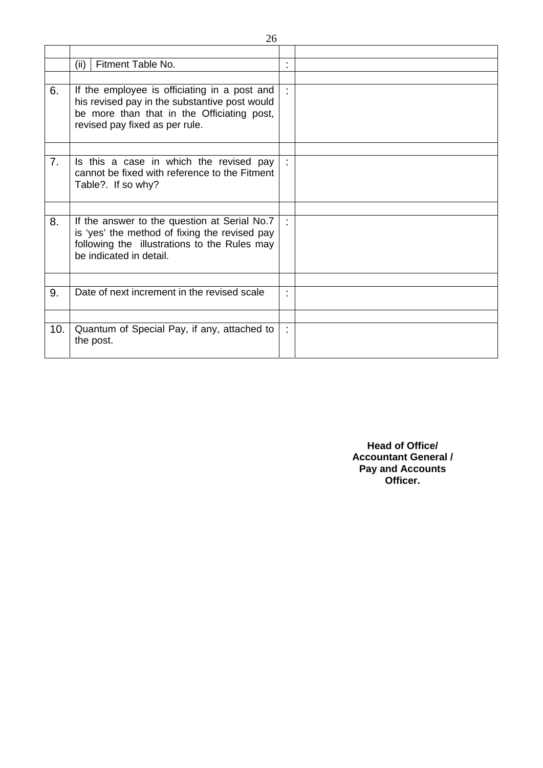| | | | |
|---|---|---|---|
| | (ii) Fitment Table No. | : | |
| | | | |
| 6. | If the employee is officiating in a post and his revised pay in the substantive post would be more than that in the Officiating post, revised pay fixed as per rule. | : | |
| | | | |
| 7. | Is this a case in which the revised pay cannot be fixed with reference to the Fitment Table?. If so why? | : | |
| | | | |
| 8. | If the answer to the question at Serial No.7 is 'yes' the method of fixing the revised pay following the illustrations to the Rules may be indicated in detail. | : | |
| | | | |
| 9. | Date of next increment in the revised scale | : | |
| | | | |
| 10. | Quantum of Special Pay, if any, attached to the post. | : | |

**Head of Office/
Accountant General /
Pay and Accounts
Officer.**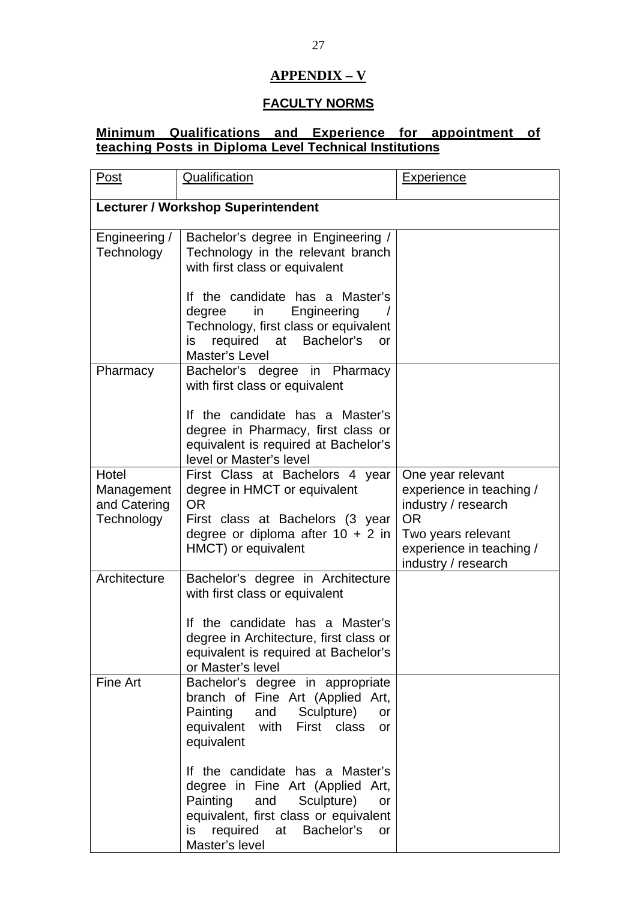# APPENDIX – V

## FACULTY NORMS

**Minimum Qualifications and Experience for appointment of teaching Posts in Diploma Level Technical Institutions**

| Post | Qualification | Experience |
|---|---|---|
| **Lecturer / Workshop Superintendent** | | |
| Engineering / Technology | Bachelor's degree in Engineering / Technology in the relevant branch with first class or equivalent<br><br>If the candidate has a Master's degree in Engineering / Technology, first class or equivalent is required at Bachelor's or Master's Level | |
| Pharmacy | Bachelor's degree in Pharmacy with first class or equivalent<br><br>If the candidate has a Master's degree in Pharmacy, first class or equivalent is required at Bachelor's level or Master's level | |
| Hotel Management and Catering Technology | First Class at Bachelors 4 year degree in HMCT or equivalent<br>OR<br>First class at Bachelors (3 year degree or diploma after 10 + 2 in HMCT) or equivalent | One year relevant experience in teaching / industry / research<br>OR<br>Two years relevant experience in teaching / industry / research |
| Architecture | Bachelor's degree in Architecture with first class or equivalent<br><br>If the candidate has a Master's degree in Architecture, first class or equivalent is required at Bachelor's or Master's level | |
| Fine Art | Bachelor's degree in appropriate branch of Fine Art (Applied Art, Painting and Sculpture) or equivalent with First class or equivalent<br><br>If the candidate has a Master's degree in Fine Art (Applied Art, Painting and Sculpture) or equivalent, first class or equivalent is required at Bachelor's or Master's level | |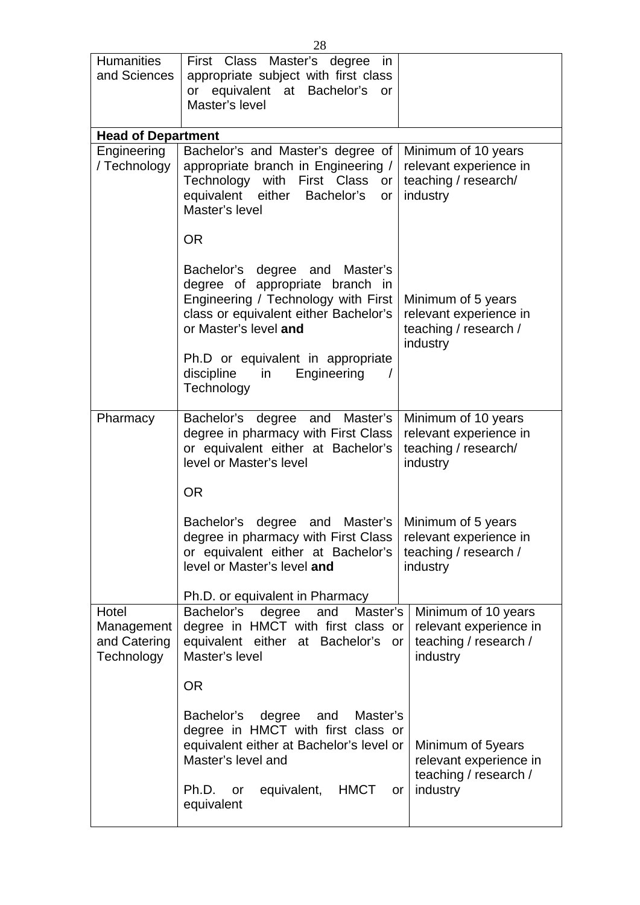| | | |
|---|---|---|
| Humanities and Sciences | First Class Master's degree in appropriate subject with first class or equivalent at Bachelor's or Master's level | |
| **Head of Department** | | |
| Engineering / Technology | Bachelor's and Master's degree of appropriate branch in Engineering / Technology with First Class or equivalent either Bachelor's or Master's level | Minimum of 10 years relevant experience in teaching / research/ industry |
| | OR | |
| | Bachelor's degree and Master's degree of appropriate branch in Engineering / Technology with First class or equivalent either Bachelor's or Master's level **and**<br><br>Ph.D or equivalent in appropriate discipline in Engineering / Technology | Minimum of 5 years relevant experience in teaching / research / industry |
| Pharmacy | Bachelor's degree and Master's degree in pharmacy with First Class or equivalent either at Bachelor's level or Master's level | Minimum of 10 years relevant experience in teaching / research/ industry |
| | OR | |
| | Bachelor's degree and Master's degree in pharmacy with First Class or equivalent either at Bachelor's level or Master's level **and**<br><br>Ph.D. or equivalent in Pharmacy | Minimum of 5 years relevant experience in teaching / research / industry |
| Hotel Management and Catering Technology | Bachelor's degree and Master's degree in HMCT with first class or equivalent either at Bachelor's or Master's level | Minimum of 10 years relevant experience in teaching / research / industry |
| | OR | |
| | Bachelor's degree and Master's degree in HMCT with first class or equivalent either at Bachelor's level or Master's level and<br><br>Ph.D. or equivalent, HMCT or equivalent | Minimum of 5years relevant experience in teaching / research / industry |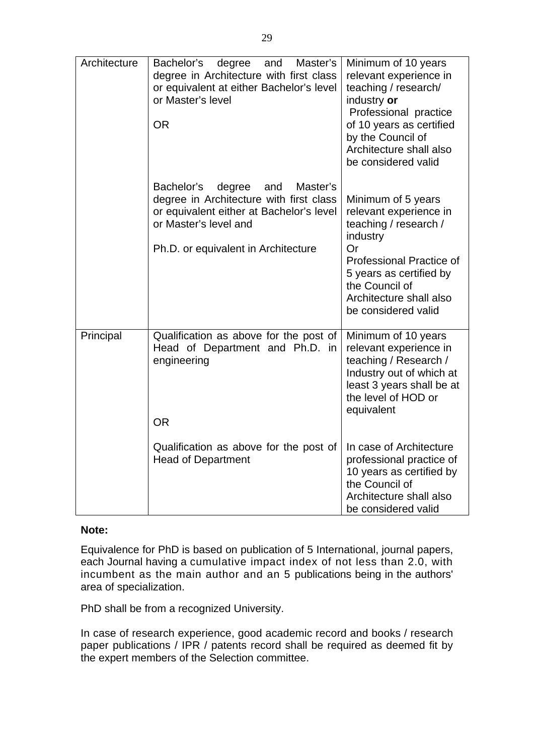| Architecture | Bachelor's degree and Master's degree in Architecture with first class or equivalent at either Bachelor's level or Master's level<br><br>OR | Minimum of 10 years relevant experience in teaching / research/ industry **or** Professional practice of 10 years as certified by the Council of Architecture shall also be considered valid |
|---|---|---|
| | Bachelor's degree and Master's degree in Architecture with first class or equivalent either at Bachelor's level or Master's level and<br><br>Ph.D. or equivalent in Architecture | Minimum of 5 years relevant experience in teaching / research / industry<br>Or<br>Professional Practice of 5 years as certified by the Council of Architecture shall also be considered valid |
| Principal | Qualification as above for the post of Head of Department and Ph.D. in engineering<br><br>OR | Minimum of 10 years relevant experience in teaching / Research / Industry out of which at least 3 years shall be at the level of HOD or equivalent |
| | Qualification as above for the post of Head of Department | In case of Architecture professional practice of 10 years as certified by the Council of Architecture shall also be considered valid |

**Note:**

Equivalence for PhD is based on publication of 5 International, journal papers, each Journal having a cumulative impact index of not less than 2.0, with incumbent as the main author and an 5 publications being in the authors' area of specialization.

PhD shall be from a recognized University.

In case of research experience, good academic record and books / research paper publications / IPR / patents record shall be required as deemed fit by the expert members of the Selection committee.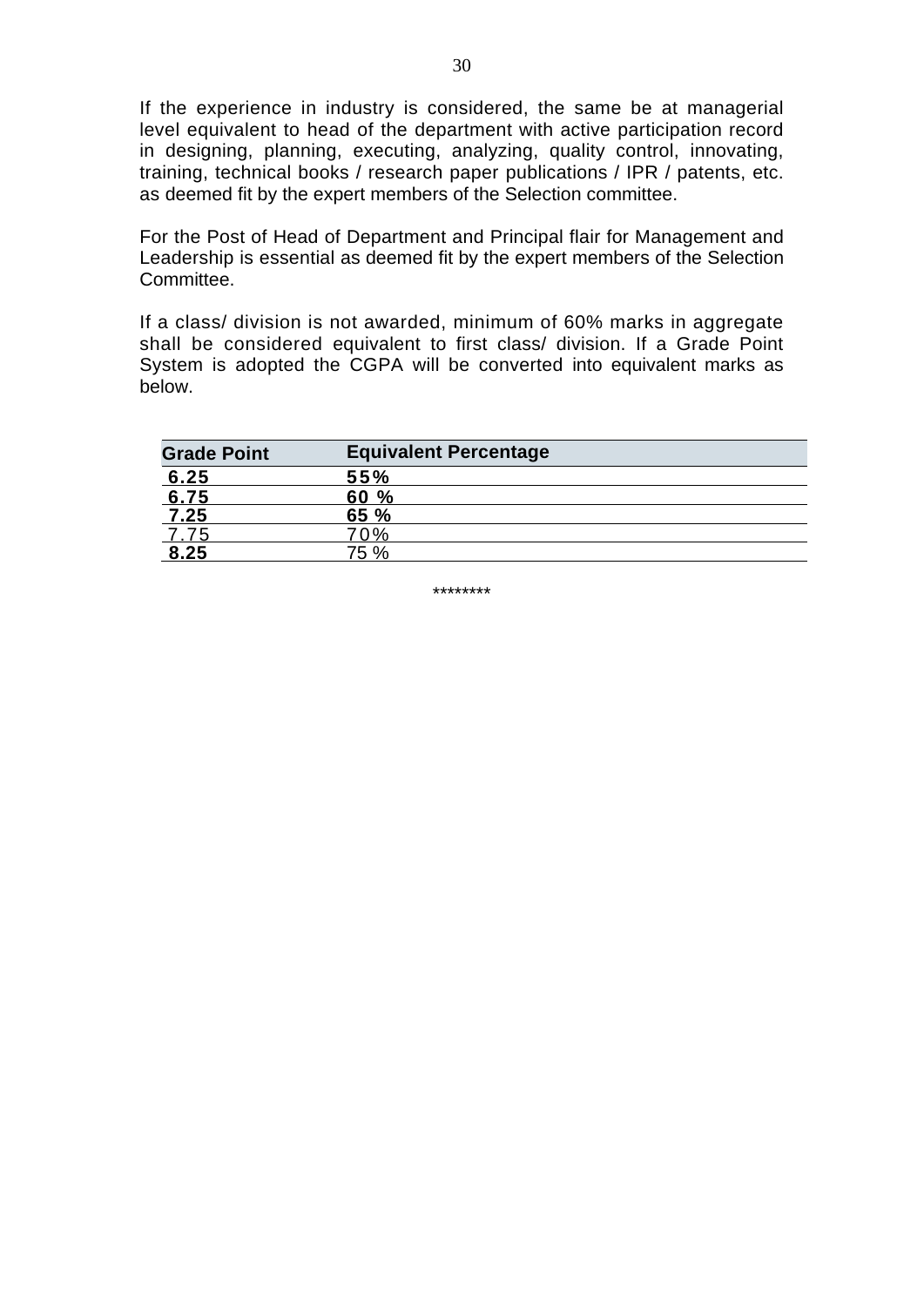If the experience in industry is considered, the same be at managerial level equivalent to head of the department with active participation record in designing, planning, executing, analyzing, quality control, innovating, training, technical books / research paper publications / IPR / patents, etc. as deemed fit by the expert members of the Selection committee.

For the Post of Head of Department and Principal flair for Management and Leadership is essential as deemed fit by the expert members of the Selection Committee.

If a class/ division is not awarded, minimum of 60% marks in aggregate shall be considered equivalent to first class/ division. If a Grade Point System is adopted the CGPA will be converted into equivalent marks as below.

| Grade Point | Equivalent Percentage |
|---|---|
| 6.25 | 55% |
| 6.75 | 60 % |
| 7.25 | 65 % |
| 7.75 | 70% |
| 8.25 | 75 % |

********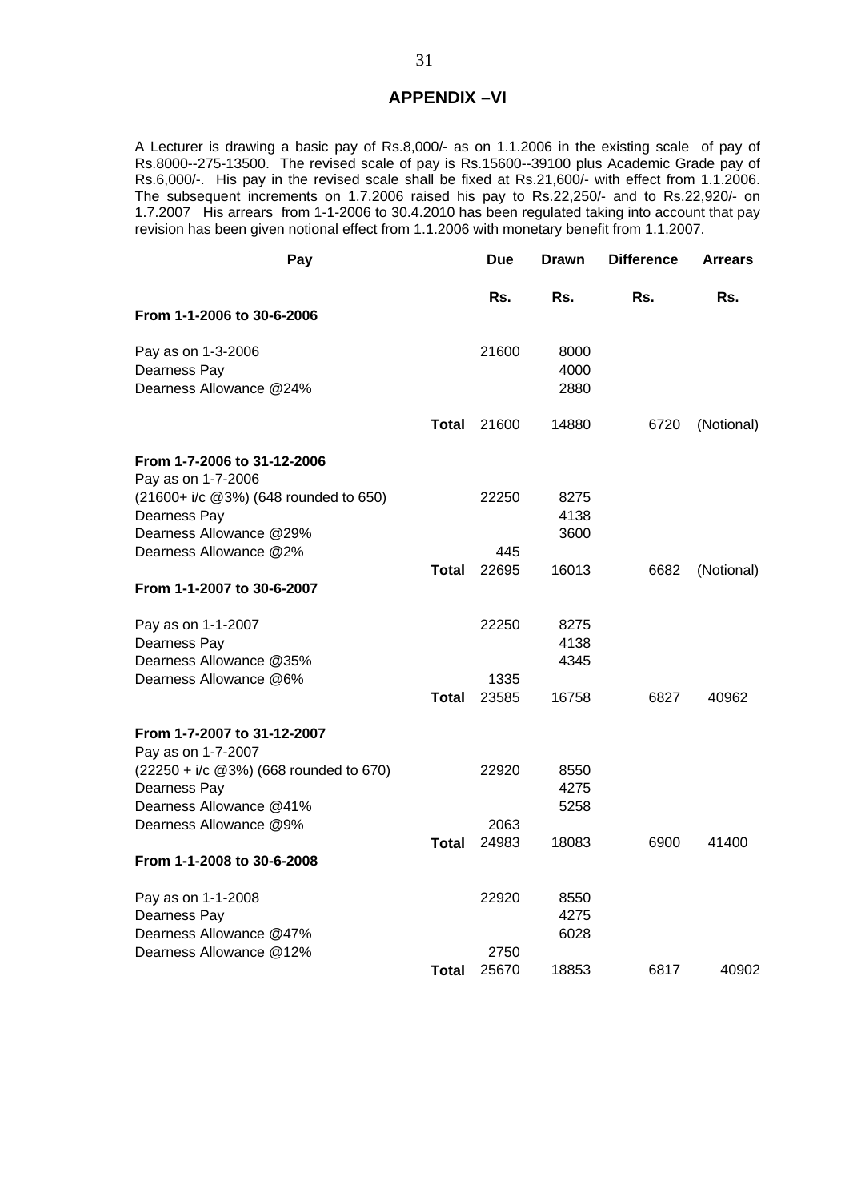# APPENDIX –VI

A Lecturer is drawing a basic pay of Rs.8,000/- as on 1.1.2006 in the existing scale of pay of Rs.8000--275-13500. The revised scale of pay is Rs.15600--39100 plus Academic Grade pay of Rs.6,000/-. His pay in the revised scale shall be fixed at Rs.21,600/- with effect from 1.1.2006. The subsequent increments on 1.7.2006 raised his pay to Rs.22,250/- and to Rs.22,920/- on 1.7.2007 His arrears from 1-1-2006 to 30.4.2010 has been regulated taking into account that pay revision has been given notional effect from 1.1.2006 with monetary benefit from 1.1.2007.

| Pay | | Due | Drawn | Difference | Arrears |
|---|---|---|---|---|---|
| | | Rs. | Rs. | Rs. | Rs. |
| **From 1-1-2006 to 30-6-2006** | | | | | |
| Pay as on 1-3-2006 | | 21600 | 8000 | | |
| Dearness Pay | | | 4000 | | |
| Dearness Allowance @24% | | | 2880 | | |
| | **Total** | 21600 | 14880 | 6720 | (Notional) |
| **From 1-7-2006 to 31-12-2006** | | | | | |
| Pay as on 1-7-2006 | | | | | |
| (21600+ i/c @3%) (648 rounded to 650) | | 22250 | 8275 | | |
| Dearness Pay | | | 4138 | | |
| Dearness Allowance @29% | | | 3600 | | |
| Dearness Allowance @2% | | 445 | | | |
| | **Total** | 22695 | 16013 | 6682 | (Notional) |
| **From 1-1-2007 to 30-6-2007** | | | | | |
| Pay as on 1-1-2007 | | 22250 | 8275 | | |
| Dearness Pay | | | 4138 | | |
| Dearness Allowance @35% | | | 4345 | | |
| Dearness Allowance @6% | | 1335 | | | |
| | **Total** | 23585 | 16758 | 6827 | 40962 |
| **From 1-7-2007 to 31-12-2007** | | | | | |
| Pay as on 1-7-2007 | | | | | |
| (22250 + i/c @3%) (668 rounded to 670) | | 22920 | 8550 | | |
| Dearness Pay | | | 4275 | | |
| Dearness Allowance @41% | | | 5258 | | |
| Dearness Allowance @9% | | 2063 | | | |
| | **Total** | 24983 | 18083 | 6900 | 41400 |
| **From 1-1-2008 to 30-6-2008** | | | | | |
| Pay as on 1-1-2008 | | 22920 | 8550 | | |
| Dearness Pay | | | 4275 | | |
| Dearness Allowance @47% | | | 6028 | | |
| Dearness Allowance @12% | | 2750 | | | |
| | **Total** | 25670 | 18853 | 6817 | 40902 |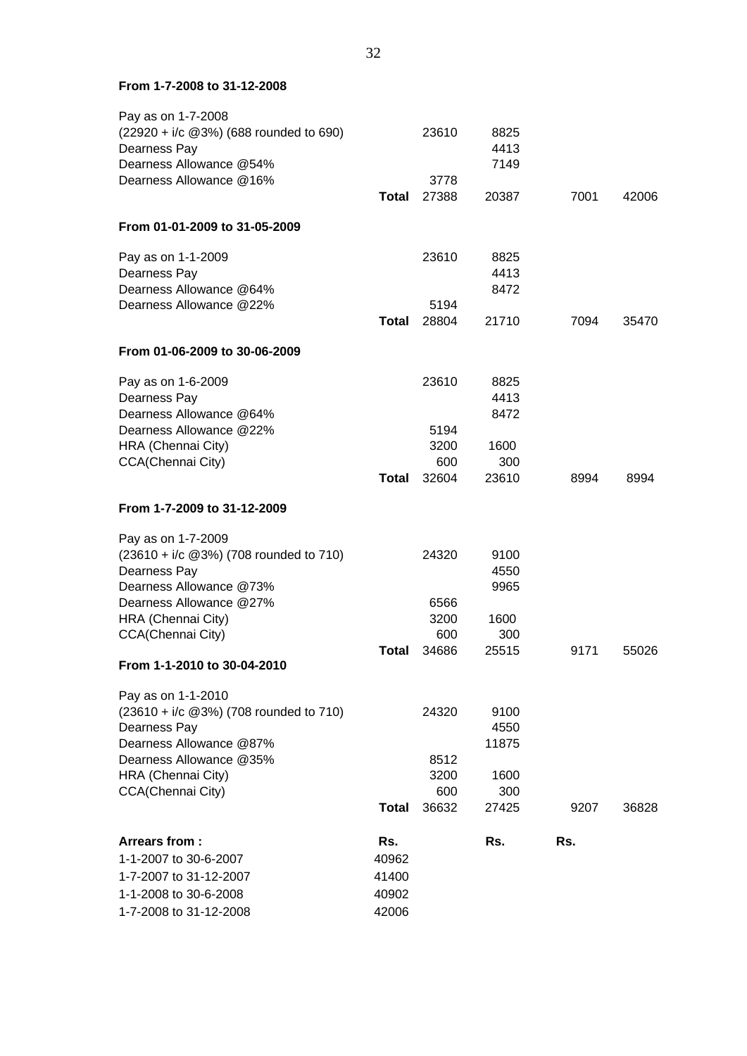**From 1-7-2008 to 31-12-2008**

| | | | | | |
|---|---|---|---|---|---|
| Pay as on 1-7-2008 | | | | | |
| (22920 + i/c @3%) (688 rounded to 690) | | 23610 | 8825 | | |
| Dearness Pay | | | 4413 | | |
| Dearness Allowance @54% | | | 7149 | | |
| Dearness Allowance @16% | | 3778 | | | |
| | **Total** | 27388 | 20387 | 7001 | 42006 |

**From 01-01-2009 to 31-05-2009**

| | | | | | |
|---|---|---|---|---|---|
| Pay as on 1-1-2009 | | 23610 | 8825 | | |
| Dearness Pay | | | 4413 | | |
| Dearness Allowance @64% | | | 8472 | | |
| Dearness Allowance @22% | | 5194 | | | |
| | **Total** | 28804 | 21710 | 7094 | 35470 |

**From 01-06-2009 to 30-06-2009**

| | | | | | |
|---|---|---|---|---|---|
| Pay as on 1-6-2009 | | 23610 | 8825 | | |
| Dearness Pay | | | 4413 | | |
| Dearness Allowance @64% | | | 8472 | | |
| Dearness Allowance @22% | | 5194 | | | |
| HRA (Chennai City) | | 3200 | 1600 | | |
| CCA(Chennai City) | | 600 | 300 | | |
| | **Total** | 32604 | 23610 | 8994 | 8994 |

**From 1-7-2009 to 31-12-2009**

| | | | | | |
|---|---|---|---|---|---|
| Pay as on 1-7-2009 | | | | | |
| (23610 + i/c @3%) (708 rounded to 710) | | 24320 | 9100 | | |
| Dearness Pay | | | 4550 | | |
| Dearness Allowance @73% | | | 9965 | | |
| Dearness Allowance @27% | | 6566 | | | |
| HRA (Chennai City) | | 3200 | 1600 | | |
| CCA(Chennai City) | | 600 | 300 | | |
| | **Total** | 34686 | 25515 | 9171 | 55026 |

**From 1-1-2010 to 30-04-2010**

| | | | | | |
|---|---|---|---|---|---|
| Pay as on 1-1-2010 | | | | | |
| (23610 + i/c @3%) (708 rounded to 710) | | 24320 | 9100 | | |
| Dearness Pay | | | 4550 | | |
| Dearness Allowance @87% | | | 11875 | | |
| Dearness Allowance @35% | | 8512 | | | |
| HRA (Chennai City) | | 3200 | 1600 | | |
| CCA(Chennai City) | | 600 | 300 | | |
| | **Total** | 36632 | 27425 | 9207 | 36828 |

| **Arrears from :** | **Rs.** | | **Rs.** | **Rs.** |
|---|---|---|---|---|
| 1-1-2007 to 30-6-2007 | 40962 | | | |
| 1-7-2007 to 31-12-2007 | 41400 | | | |
| 1-1-2008 to 30-6-2008 | 40902 | | | |
| 1-7-2008 to 31-12-2008 | 42006 | | | |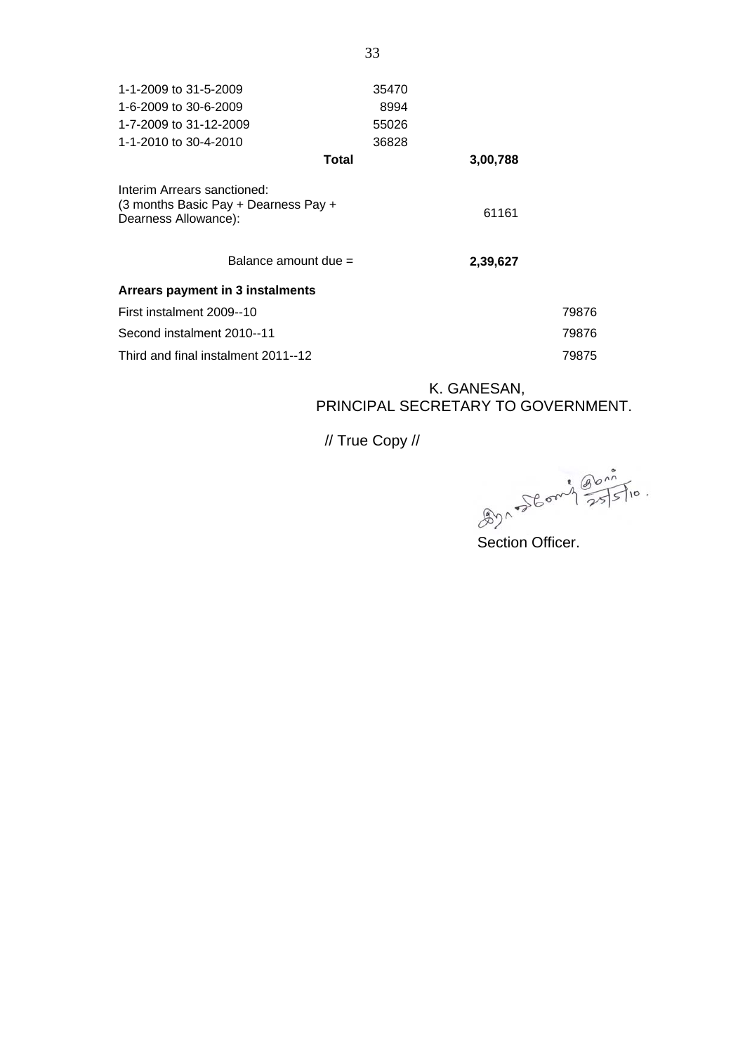| | | | |
|---|---|---|---|
| 1-1-2009 to 31-5-2009 | 35470 | | |
| 1-6-2009 to 30-6-2009 | 8994 | | |
| 1-7-2009 to 31-12-2009 | 55026 | | |
| 1-1-2010 to 30-4-2010 | 36828 | | |
| **Total** | | **3,00,788** | |
| Interim Arrears sanctioned: (3 months Basic Pay + Dearness Pay + Dearness Allowance): | | 61161 | |
| Balance amount due = | | **2,39,627** | |

**Arrears payment in 3 instalments**

| | |
|---|---|
| First instalment 2009--10 | 79876 |
| Second instalment 2010--11 | 79876 |
| Third and final instalment 2011--12 | 79875 |

K. GANESAN,
PRINCIPAL SECRETARY TO GOVERNMENT.

// True Copy //

25/5/10.

Section Officer.